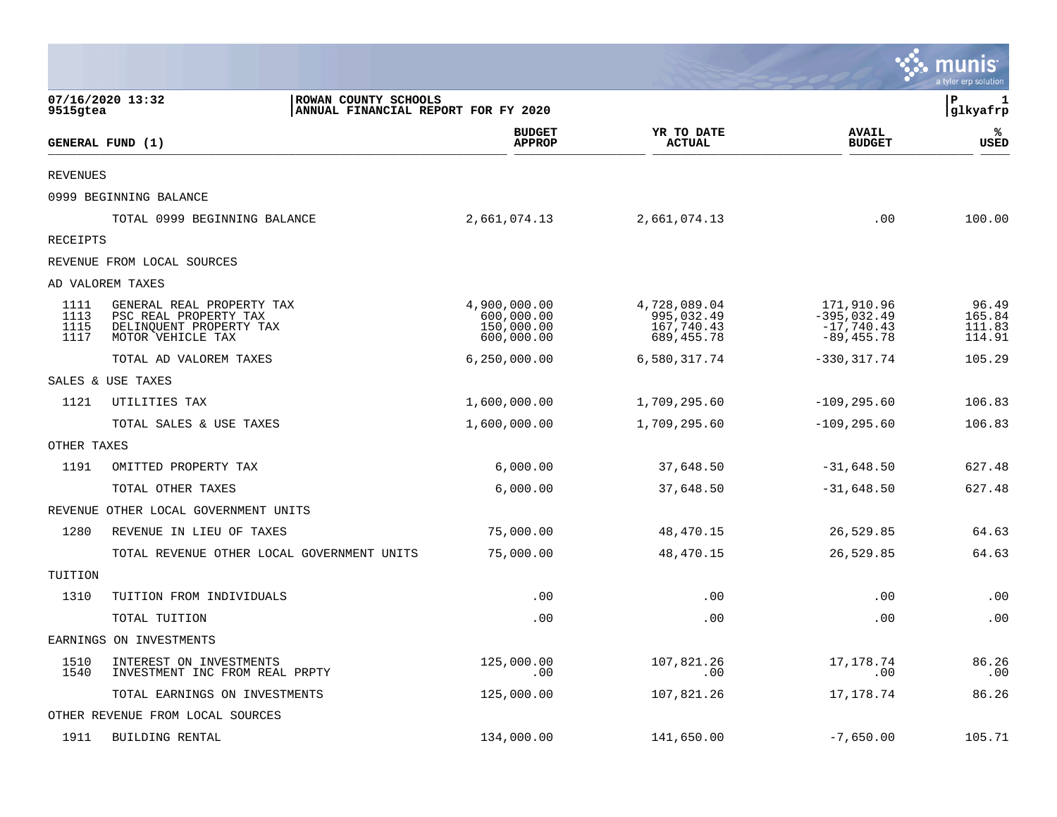07/16/2020 13:32 | ROWAN COUNTY SCHOOLS | P 1
9515gtea | ANNUAL FINANCIAL REPORT FOR FY 2020 | glkyafrp

| GENERAL FUND (1) | | BUDGET APPROP | YR TO DATE ACTUAL | AVAIL BUDGET | % USED |
|---|---|---|---|---|---|
| REVENUES | | | | | |
| 0999 BEGINNING BALANCE | | | | | |
| | TOTAL 0999 BEGINNING BALANCE | 2,661,074.13 | 2,661,074.13 | .00 | 100.00 |
| RECEIPTS | | | | | |
| REVENUE FROM LOCAL SOURCES | | | | | |
| AD VALOREM TAXES | | | | | |
| 1111 | GENERAL REAL PROPERTY TAX | 4,900,000.00 | 4,728,089.04 | 171,910.96 | 96.49 |
| 1113 | PSC REAL PROPERTY TAX | 600,000.00 | 995,032.49 | -395,032.49 | 165.84 |
| 1115 | DELINQUENT PROPERTY TAX | 150,000.00 | 167,740.43 | -17,740.43 | 111.83 |
| 1117 | MOTOR VEHICLE TAX | 600,000.00 | 689,455.78 | -89,455.78 | 114.91 |
| | TOTAL AD VALOREM TAXES | 6,250,000.00 | 6,580,317.74 | -330,317.74 | 105.29 |
| SALES & USE TAXES | | | | | |
| 1121 | UTILITIES TAX | 1,600,000.00 | 1,709,295.60 | -109,295.60 | 106.83 |
| | TOTAL SALES & USE TAXES | 1,600,000.00 | 1,709,295.60 | -109,295.60 | 106.83 |
| OTHER TAXES | | | | | |
| 1191 | OMITTED PROPERTY TAX | 6,000.00 | 37,648.50 | -31,648.50 | 627.48 |
| | TOTAL OTHER TAXES | 6,000.00 | 37,648.50 | -31,648.50 | 627.48 |
| REVENUE OTHER LOCAL GOVERNMENT UNITS | | | | | |
| 1280 | REVENUE IN LIEU OF TAXES | 75,000.00 | 48,470.15 | 26,529.85 | 64.63 |
| | TOTAL REVENUE OTHER LOCAL GOVERNMENT UNITS | 75,000.00 | 48,470.15 | 26,529.85 | 64.63 |
| TUITION | | | | | |
| 1310 | TUITION FROM INDIVIDUALS | .00 | .00 | .00 | .00 |
| | TOTAL TUITION | .00 | .00 | .00 | .00 |
| EARNINGS ON INVESTMENTS | | | | | |
| 1510 | INTEREST ON INVESTMENTS | 125,000.00 | 107,821.26 | 17,178.74 | 86.26 |
| 1540 | INVESTMENT INC FROM REAL PRPTY | .00 | .00 | .00 | .00 |
| | TOTAL EARNINGS ON INVESTMENTS | 125,000.00 | 107,821.26 | 17,178.74 | 86.26 |
| OTHER REVENUE FROM LOCAL SOURCES | | | | | |
| 1911 | BUILDING RENTAL | 134,000.00 | 141,650.00 | -7,650.00 | 105.71 |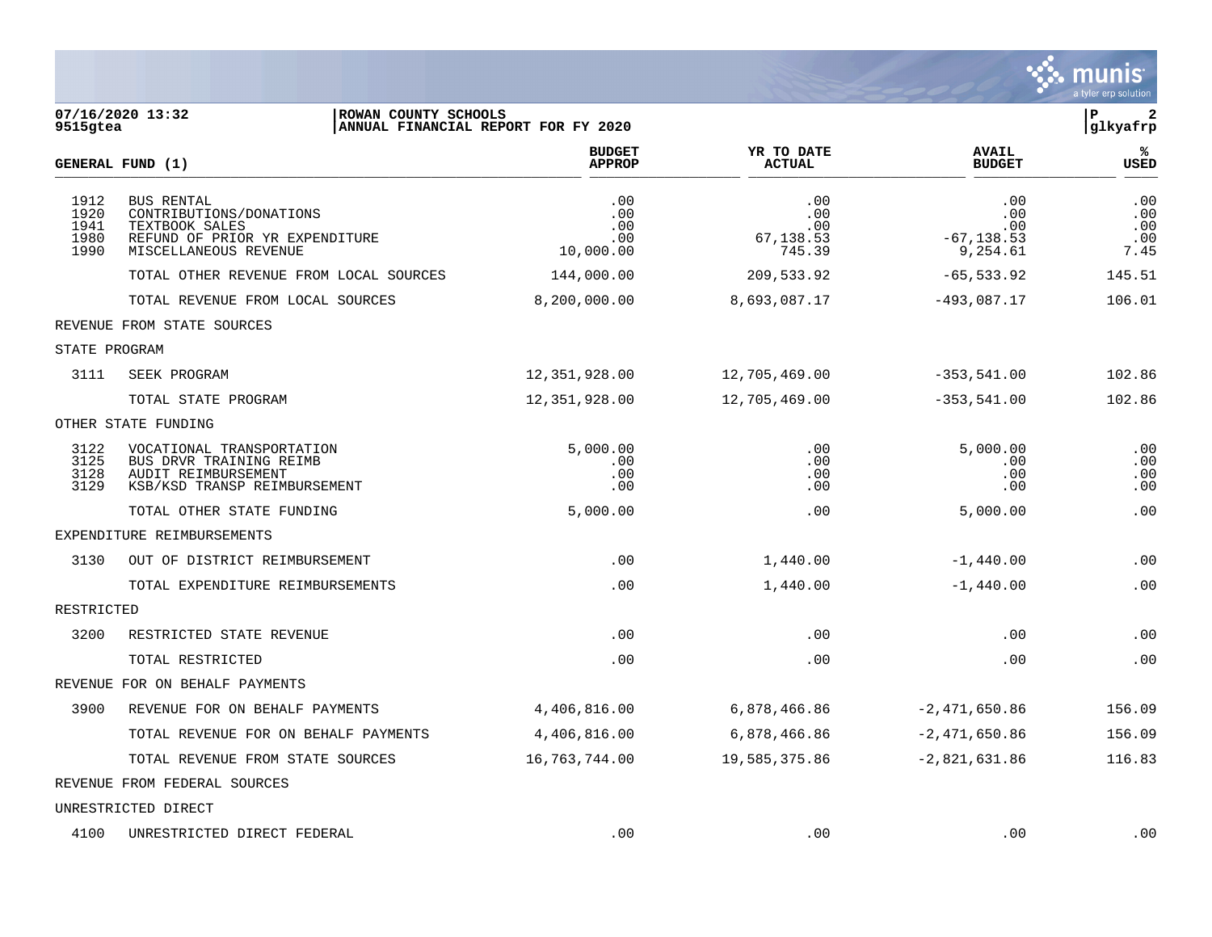**07/16/2020 13:32** | **ROWAN COUNTY SCHOOLS** | **P 2**
**9515gtea** | **ANNUAL FINANCIAL REPORT FOR FY 2020** | **glkyafrp**

| GENERAL FUND (1) | | BUDGET APPROP | YR TO DATE ACTUAL | AVAIL BUDGET | % USED |
|---|---|---|---|---|---|
| 1912 | BUS RENTAL | .00 | .00 | .00 | .00 |
| 1920 | CONTRIBUTIONS/DONATIONS | .00 | .00 | .00 | .00 |
| 1941 | TEXTBOOK SALES | .00 | .00 | .00 | .00 |
| 1980 | REFUND OF PRIOR YR EXPENDITURE | .00 | 67,138.53 | -67,138.53 | .00 |
| 1990 | MISCELLANEOUS REVENUE | 10,000.00 | 745.39 | 9,254.61 | 7.45 |
| | TOTAL OTHER REVENUE FROM LOCAL SOURCES | 144,000.00 | 209,533.92 | -65,533.92 | 145.51 |
| | TOTAL REVENUE FROM LOCAL SOURCES | 8,200,000.00 | 8,693,087.17 | -493,087.17 | 106.01 |
| REVENUE FROM STATE SOURCES | | | | | |
| STATE PROGRAM | | | | | |
| 3111 | SEEK PROGRAM | 12,351,928.00 | 12,705,469.00 | -353,541.00 | 102.86 |
| | TOTAL STATE PROGRAM | 12,351,928.00 | 12,705,469.00 | -353,541.00 | 102.86 |
| OTHER STATE FUNDING | | | | | |
| 3122 | VOCATIONAL TRANSPORTATION | 5,000.00 | .00 | 5,000.00 | .00 |
| 3125 | BUS DRVR TRAINING REIMB | .00 | .00 | .00 | .00 |
| 3128 | AUDIT REIMBURSEMENT | .00 | .00 | .00 | .00 |
| 3129 | KSB/KSD TRANSP REIMBURSEMENT | .00 | .00 | .00 | .00 |
| | TOTAL OTHER STATE FUNDING | 5,000.00 | .00 | 5,000.00 | .00 |
| EXPENDITURE REIMBURSEMENTS | | | | | |
| 3130 | OUT OF DISTRICT REIMBURSEMENT | .00 | 1,440.00 | -1,440.00 | .00 |
| | TOTAL EXPENDITURE REIMBURSEMENTS | .00 | 1,440.00 | -1,440.00 | .00 |
| RESTRICTED | | | | | |
| 3200 | RESTRICTED STATE REVENUE | .00 | .00 | .00 | .00 |
| | TOTAL RESTRICTED | .00 | .00 | .00 | .00 |
| REVENUE FOR ON BEHALF PAYMENTS | | | | | |
| 3900 | REVENUE FOR ON BEHALF PAYMENTS | 4,406,816.00 | 6,878,466.86 | -2,471,650.86 | 156.09 |
| | TOTAL REVENUE FOR ON BEHALF PAYMENTS | 4,406,816.00 | 6,878,466.86 | -2,471,650.86 | 156.09 |
| | TOTAL REVENUE FROM STATE SOURCES | 16,763,744.00 | 19,585,375.86 | -2,821,631.86 | 116.83 |
| REVENUE FROM FEDERAL SOURCES | | | | | |
| UNRESTRICTED DIRECT | | | | | |
| 4100 | UNRESTRICTED DIRECT FEDERAL | .00 | .00 | .00 | .00 |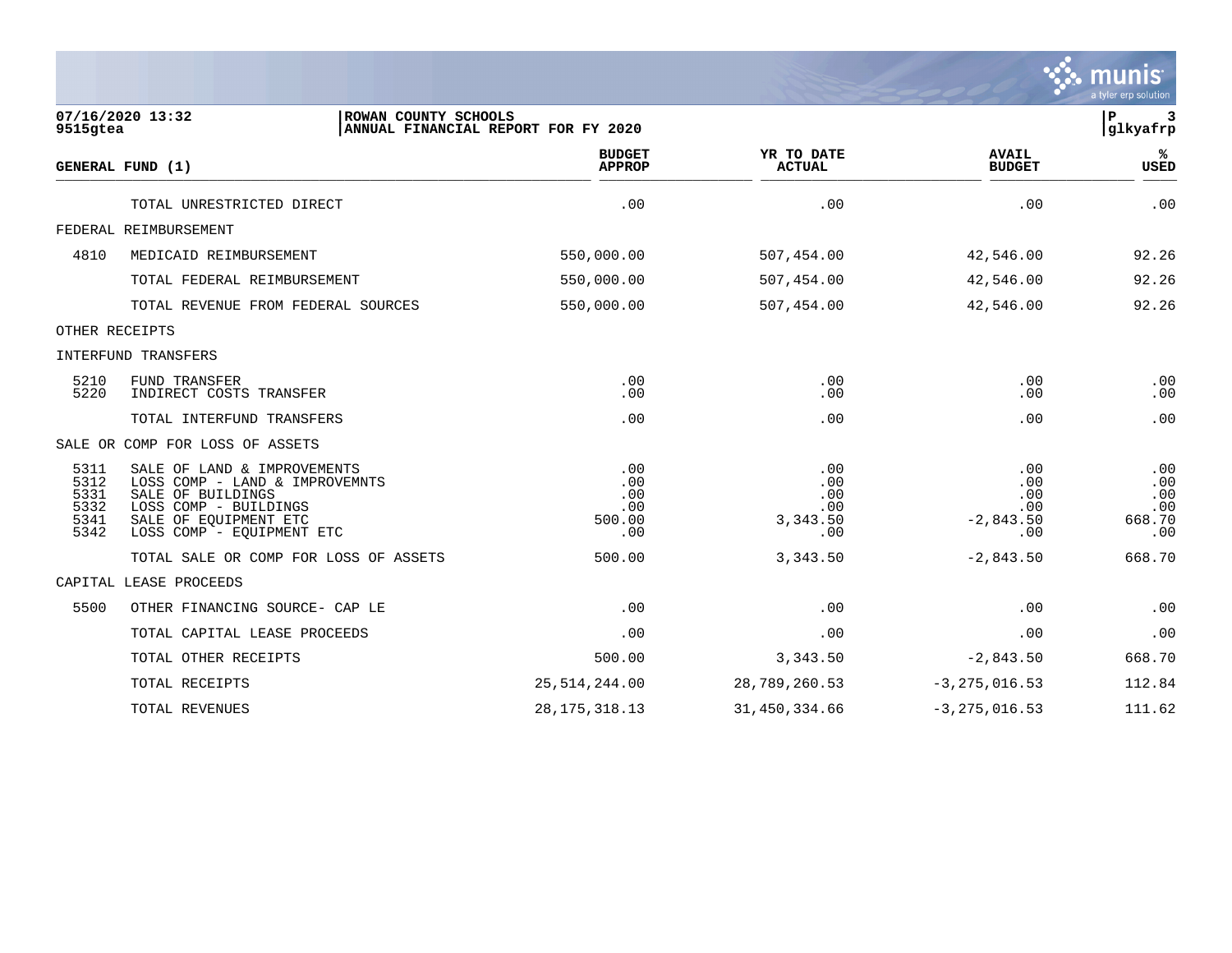ROWAN COUNTY SCHOOLS
ANNUAL FINANCIAL REPORT FOR FY 2020

07/16/2020 13:32
9515gtea

| GENERAL FUND (1) | | BUDGET APPROP | YR TO DATE ACTUAL | AVAIL BUDGET | % USED |
|---|---|---|---|---|---|
| | TOTAL UNRESTRICTED DIRECT | .00 | .00 | .00 | .00 |
| FEDERAL REIMBURSEMENT | | | | | |
| 4810 | MEDICAID REIMBURSEMENT | 550,000.00 | 507,454.00 | 42,546.00 | 92.26 |
| | TOTAL FEDERAL REIMBURSEMENT | 550,000.00 | 507,454.00 | 42,546.00 | 92.26 |
| | TOTAL REVENUE FROM FEDERAL SOURCES | 550,000.00 | 507,454.00 | 42,546.00 | 92.26 |
| OTHER RECEIPTS | | | | | |
| INTERFUND TRANSFERS | | | | | |
| 5210 | FUND TRANSFER | .00 | .00 | .00 | .00 |
| 5220 | INDIRECT COSTS TRANSFER | .00 | .00 | .00 | .00 |
| | TOTAL INTERFUND TRANSFERS | .00 | .00 | .00 | .00 |
| SALE OR COMP FOR LOSS OF ASSETS | | | | | |
| 5311 | SALE OF LAND & IMPROVEMENTS | .00 | .00 | .00 | .00 |
| 5312 | LOSS COMP - LAND & IMPROVEMNTS | .00 | .00 | .00 | .00 |
| 5331 | SALE OF BUILDINGS | .00 | .00 | .00 | .00 |
| 5332 | LOSS COMP - BUILDINGS | .00 | .00 | .00 | .00 |
| 5341 | SALE OF EQUIPMENT ETC | 500.00 | 3,343.50 | -2,843.50 | 668.70 |
| 5342 | LOSS COMP - EQUIPMENT ETC | .00 | .00 | .00 | .00 |
| | TOTAL SALE OR COMP FOR LOSS OF ASSETS | 500.00 | 3,343.50 | -2,843.50 | 668.70 |
| CAPITAL LEASE PROCEEDS | | | | | |
| 5500 | OTHER FINANCING SOURCE- CAP LE | .00 | .00 | .00 | .00 |
| | TOTAL CAPITAL LEASE PROCEEDS | .00 | .00 | .00 | .00 |
| | TOTAL OTHER RECEIPTS | 500.00 | 3,343.50 | -2,843.50 | 668.70 |
| | TOTAL RECEIPTS | 25,514,244.00 | 28,789,260.53 | -3,275,016.53 | 112.84 |
| | TOTAL REVENUES | 28,175,318.13 | 31,450,334.66 | -3,275,016.53 | 111.62 |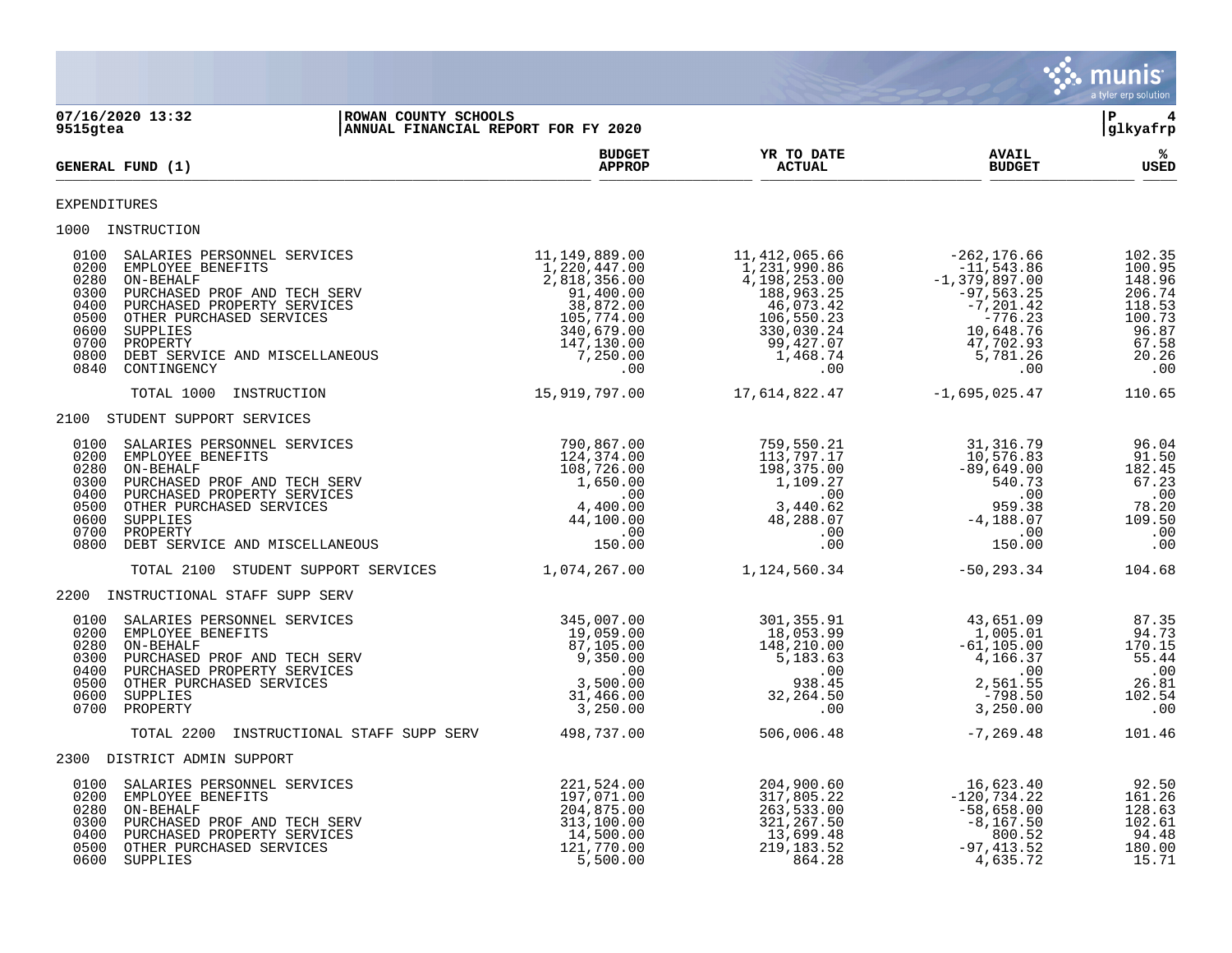ROWAN COUNTY SCHOOLS
ANNUAL FINANCIAL REPORT FOR FY 2020

07/16/2020 13:32
9515gtea

| GENERAL FUND (1) | BUDGET APPROP | YR TO DATE ACTUAL | AVAIL BUDGET | % USED |
|---|---|---|---|---|
| EXPENDITURES | | | | |
| 1000 INSTRUCTION | | | | |
| 0100 SALARIES PERSONNEL SERVICES | 11,149,889.00 | 11,412,065.66 | -262,176.66 | 102.35 |
| 0200 EMPLOYEE BENEFITS | 1,220,447.00 | 1,231,990.86 | -11,543.86 | 100.95 |
| 0280 ON-BEHALF | 2,818,356.00 | 4,198,253.00 | -1,379,897.00 | 148.96 |
| 0300 PURCHASED PROF AND TECH SERV | 91,400.00 | 188,963.25 | -97,563.25 | 206.74 |
| 0400 PURCHASED PROPERTY SERVICES | 38,872.00 | 46,073.42 | -7,201.42 | 118.53 |
| 0500 OTHER PURCHASED SERVICES | 105,774.00 | 106,550.23 | -776.23 | 100.73 |
| 0600 SUPPLIES | 340,679.00 | 330,030.24 | 10,648.76 | 96.87 |
| 0700 PROPERTY | 147,130.00 | 99,427.07 | 47,702.93 | 67.58 |
| 0800 DEBT SERVICE AND MISCELLANEOUS | 7,250.00 | 1,468.74 | 5,781.26 | 20.26 |
| 0840 CONTINGENCY | .00 | .00 | .00 | .00 |
| TOTAL 1000 INSTRUCTION | 15,919,797.00 | 17,614,822.47 | -1,695,025.47 | 110.65 |
| 2100 STUDENT SUPPORT SERVICES | | | | |
| 0100 SALARIES PERSONNEL SERVICES | 790,867.00 | 759,550.21 | 31,316.79 | 96.04 |
| 0200 EMPLOYEE BENEFITS | 124,374.00 | 113,797.17 | 10,576.83 | 91.50 |
| 0280 ON-BEHALF | 108,726.00 | 198,375.00 | -89,649.00 | 182.45 |
| 0300 PURCHASED PROF AND TECH SERV | 1,650.00 | 1,109.27 | 540.73 | 67.23 |
| 0400 PURCHASED PROPERTY SERVICES | .00 | .00 | .00 | .00 |
| 0500 OTHER PURCHASED SERVICES | 4,400.00 | 3,440.62 | 959.38 | 78.20 |
| 0600 SUPPLIES | 44,100.00 | 48,288.07 | -4,188.07 | 109.50 |
| 0700 PROPERTY | .00 | .00 | .00 | .00 |
| 0800 DEBT SERVICE AND MISCELLANEOUS | 150.00 | .00 | 150.00 | .00 |
| TOTAL 2100 STUDENT SUPPORT SERVICES | 1,074,267.00 | 1,124,560.34 | -50,293.34 | 104.68 |
| 2200 INSTRUCTIONAL STAFF SUPP SERV | | | | |
| 0100 SALARIES PERSONNEL SERVICES | 345,007.00 | 301,355.91 | 43,651.09 | 87.35 |
| 0200 EMPLOYEE BENEFITS | 19,059.00 | 18,053.99 | 1,005.01 | 94.73 |
| 0280 ON-BEHALF | 87,105.00 | 148,210.00 | -61,105.00 | 170.15 |
| 0300 PURCHASED PROF AND TECH SERV | 9,350.00 | 5,183.63 | 4,166.37 | 55.44 |
| 0400 PURCHASED PROPERTY SERVICES | .00 | .00 | .00 | .00 |
| 0500 OTHER PURCHASED SERVICES | 3,500.00 | 938.45 | 2,561.55 | 26.81 |
| 0600 SUPPLIES | 31,466.00 | 32,264.50 | -798.50 | 102.54 |
| 0700 PROPERTY | 3,250.00 | .00 | 3,250.00 | .00 |
| TOTAL 2200 INSTRUCTIONAL STAFF SUPP SERV | 498,737.00 | 506,006.48 | -7,269.48 | 101.46 |
| 2300 DISTRICT ADMIN SUPPORT | | | | |
| 0100 SALARIES PERSONNEL SERVICES | 221,524.00 | 204,900.60 | 16,623.40 | 92.50 |
| 0200 EMPLOYEE BENEFITS | 197,071.00 | 317,805.22 | -120,734.22 | 161.26 |
| 0280 ON-BEHALF | 204,875.00 | 263,533.00 | -58,658.00 | 128.63 |
| 0300 PURCHASED PROF AND TECH SERV | 313,100.00 | 321,267.50 | -8,167.50 | 102.61 |
| 0400 PURCHASED PROPERTY SERVICES | 14,500.00 | 13,699.48 | 800.52 | 94.48 |
| 0500 OTHER PURCHASED SERVICES | 121,770.00 | 219,183.52 | -97,413.52 | 180.00 |
| 0600 SUPPLIES | 5,500.00 | 864.28 | 4,635.72 | 15.71 |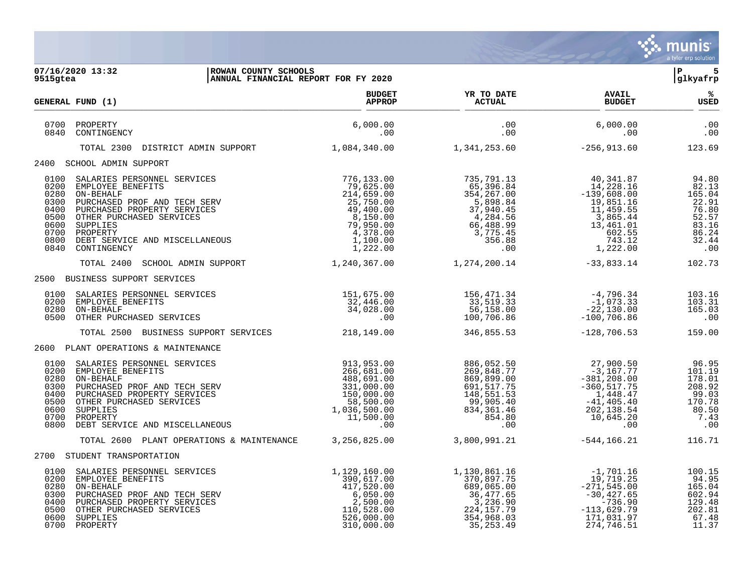**ROWAN COUNTY SCHOOLS**
**ANNUAL FINANCIAL REPORT FOR FY 2020**

07/16/2020 13:32
9515gtea

| GENERAL FUND (1) | BUDGET APPROP | YR TO DATE ACTUAL | AVAIL BUDGET | % USED |
|---|---|---|---|---|
| 0700 PROPERTY | 6,000.00 | .00 | 6,000.00 | .00 |
| 0840 CONTINGENCY | .00 | .00 | .00 | .00 |
| TOTAL 2300 DISTRICT ADMIN SUPPORT | 1,084,340.00 | 1,341,253.60 | -256,913.60 | 123.69 |
| **2400 SCHOOL ADMIN SUPPORT** | | | | |
| 0100 SALARIES PERSONNEL SERVICES | 776,133.00 | 735,791.13 | 40,341.87 | 94.80 |
| 0200 EMPLOYEE BENEFITS | 79,625.00 | 65,396.84 | 14,228.16 | 82.13 |
| 0280 ON-BEHALF | 214,659.00 | 354,267.00 | -139,608.00 | 165.04 |
| 0300 PURCHASED PROF AND TECH SERV | 25,750.00 | 5,898.84 | 19,851.16 | 22.91 |
| 0400 PURCHASED PROPERTY SERVICES | 49,400.00 | 37,940.45 | 11,459.55 | 76.80 |
| 0500 OTHER PURCHASED SERVICES | 8,150.00 | 4,284.56 | 3,865.44 | 52.57 |
| 0600 SUPPLIES | 79,950.00 | 66,488.99 | 13,461.01 | 83.16 |
| 0700 PROPERTY | 4,378.00 | 3,775.45 | 602.55 | 86.24 |
| 0800 DEBT SERVICE AND MISCELLANEOUS | 1,100.00 | 356.88 | 743.12 | 32.44 |
| 0840 CONTINGENCY | 1,222.00 | .00 | 1,222.00 | .00 |
| TOTAL 2400 SCHOOL ADMIN SUPPORT | 1,240,367.00 | 1,274,200.14 | -33,833.14 | 102.73 |
| **2500 BUSINESS SUPPORT SERVICES** | | | | |
| 0100 SALARIES PERSONNEL SERVICES | 151,675.00 | 156,471.34 | -4,796.34 | 103.16 |
| 0200 EMPLOYEE BENEFITS | 32,446.00 | 33,519.33 | -1,073.33 | 103.31 |
| 0280 ON-BEHALF | 34,028.00 | 56,158.00 | -22,130.00 | 165.03 |
| 0500 OTHER PURCHASED SERVICES | .00 | 100,706.86 | -100,706.86 | .00 |
| TOTAL 2500 BUSINESS SUPPORT SERVICES | 218,149.00 | 346,855.53 | -128,706.53 | 159.00 |
| **2600 PLANT OPERATIONS & MAINTENANCE** | | | | |
| 0100 SALARIES PERSONNEL SERVICES | 913,953.00 | 886,052.50 | 27,900.50 | 96.95 |
| 0200 EMPLOYEE BENEFITS | 266,681.00 | 269,848.77 | -3,167.77 | 101.19 |
| 0280 ON-BEHALF | 488,691.00 | 869,899.00 | -381,208.00 | 178.01 |
| 0300 PURCHASED PROF AND TECH SERV | 331,000.00 | 691,517.75 | -360,517.75 | 208.92 |
| 0400 PURCHASED PROPERTY SERVICES | 150,000.00 | 148,551.53 | 1,448.47 | 99.03 |
| 0500 OTHER PURCHASED SERVICES | 58,500.00 | 99,905.40 | -41,405.40 | 170.78 |
| 0600 SUPPLIES | 1,036,500.00 | 834,361.46 | 202,138.54 | 80.50 |
| 0700 PROPERTY | 11,500.00 | 854.80 | 10,645.20 | 7.43 |
| 0800 DEBT SERVICE AND MISCELLANEOUS | .00 | .00 | .00 | .00 |
| TOTAL 2600 PLANT OPERATIONS & MAINTENANCE | 3,256,825.00 | 3,800,991.21 | -544,166.21 | 116.71 |
| **2700 STUDENT TRANSPORTATION** | | | | |
| 0100 SALARIES PERSONNEL SERVICES | 1,129,160.00 | 1,130,861.16 | -1,701.16 | 100.15 |
| 0200 EMPLOYEE BENEFITS | 390,617.00 | 370,897.75 | 19,719.25 | 94.95 |
| 0280 ON-BEHALF | 417,520.00 | 689,065.00 | -271,545.00 | 165.04 |
| 0300 PURCHASED PROF AND TECH SERV | 6,050.00 | 36,477.65 | -30,427.65 | 602.94 |
| 0400 PURCHASED PROPERTY SERVICES | 2,500.00 | 3,236.90 | -736.90 | 129.48 |
| 0500 OTHER PURCHASED SERVICES | 110,528.00 | 224,157.79 | -113,629.79 | 202.81 |
| 0600 SUPPLIES | 526,000.00 | 354,968.03 | 171,031.97 | 67.48 |
| 0700 PROPERTY | 310,000.00 | 35,253.49 | 274,746.51 | 11.37 |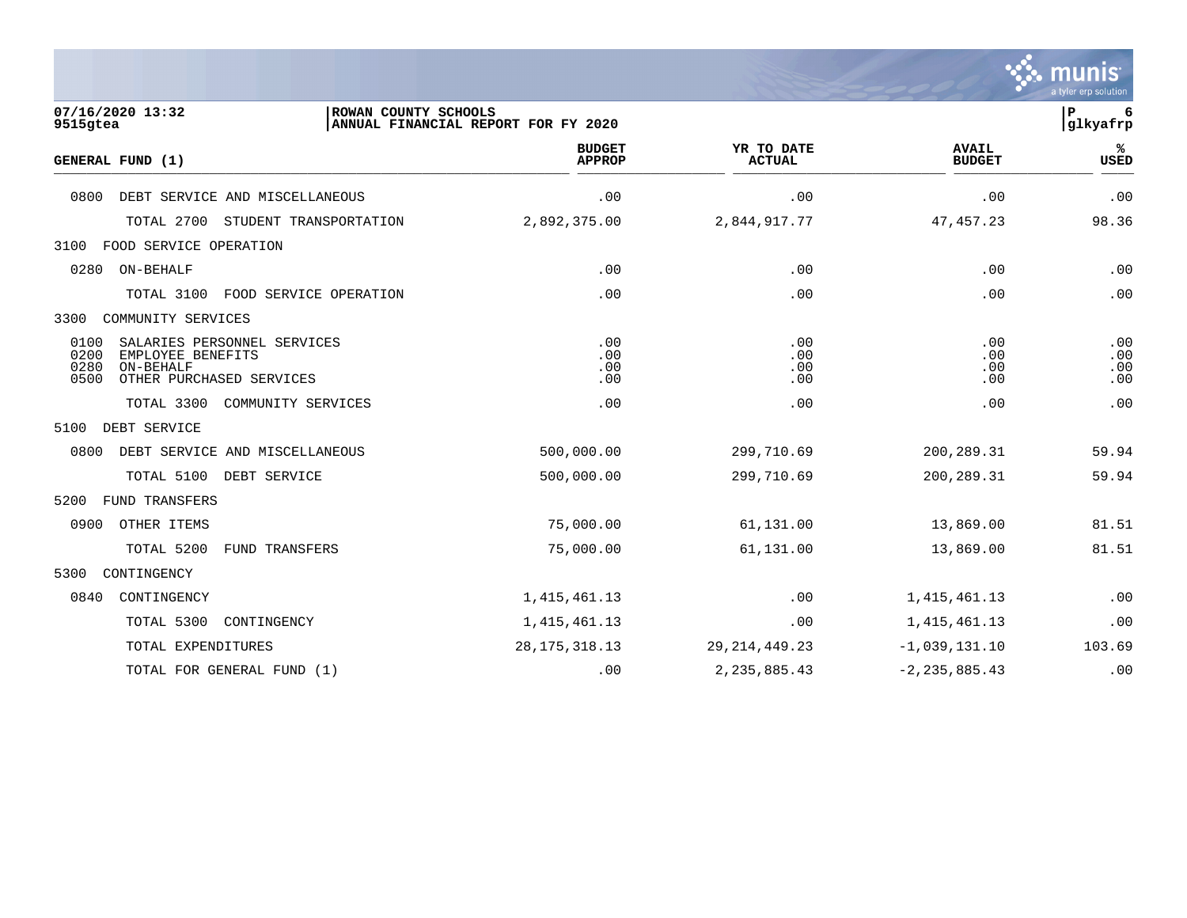07/16/2020 13:32 | ROWAN COUNTY SCHOOLS | P 6
9515gtea | ANNUAL FINANCIAL REPORT FOR FY 2020 | glkyafrp

| GENERAL FUND (1) | BUDGET APPROP | YR TO DATE ACTUAL | AVAIL BUDGET | % USED |
|---|---|---|---|---|
| 0800 DEBT SERVICE AND MISCELLANEOUS | .00 | .00 | .00 | .00 |
| TOTAL 2700 STUDENT TRANSPORTATION | 2,892,375.00 | 2,844,917.77 | 47,457.23 | 98.36 |
| 3100 FOOD SERVICE OPERATION | | | | |
| 0280 ON-BEHALF | .00 | .00 | .00 | .00 |
| TOTAL 3100 FOOD SERVICE OPERATION | .00 | .00 | .00 | .00 |
| 3300 COMMUNITY SERVICES | | | | |
| 0100 SALARIES PERSONNEL SERVICES | .00 | .00 | .00 | .00 |
| 0200 EMPLOYEE BENEFITS | .00 | .00 | .00 | .00 |
| 0280 ON-BEHALF | .00 | .00 | .00 | .00 |
| 0500 OTHER PURCHASED SERVICES | .00 | .00 | .00 | .00 |
| TOTAL 3300 COMMUNITY SERVICES | .00 | .00 | .00 | .00 |
| 5100 DEBT SERVICE | | | | |
| 0800 DEBT SERVICE AND MISCELLANEOUS | 500,000.00 | 299,710.69 | 200,289.31 | 59.94 |
| TOTAL 5100 DEBT SERVICE | 500,000.00 | 299,710.69 | 200,289.31 | 59.94 |
| 5200 FUND TRANSFERS | | | | |
| 0900 OTHER ITEMS | 75,000.00 | 61,131.00 | 13,869.00 | 81.51 |
| TOTAL 5200 FUND TRANSFERS | 75,000.00 | 61,131.00 | 13,869.00 | 81.51 |
| 5300 CONTINGENCY | | | | |
| 0840 CONTINGENCY | 1,415,461.13 | .00 | 1,415,461.13 | .00 |
| TOTAL 5300 CONTINGENCY | 1,415,461.13 | .00 | 1,415,461.13 | .00 |
| TOTAL EXPENDITURES | 28,175,318.13 | 29,214,449.23 | -1,039,131.10 | 103.69 |
| TOTAL FOR GENERAL FUND (1) | .00 | 2,235,885.43 | -2,235,885.43 | .00 |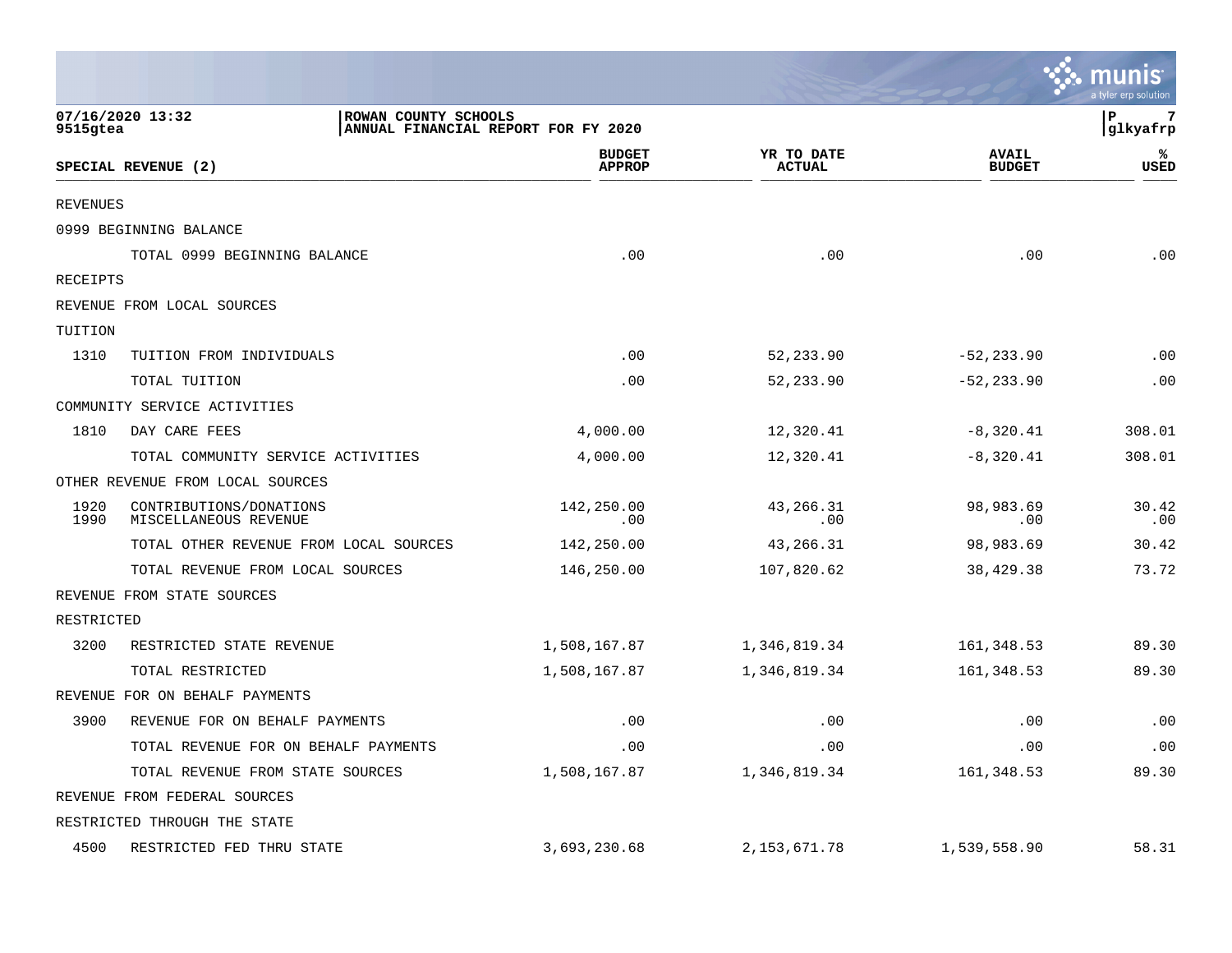07/16/2020 13:32 | ROWAN COUNTY SCHOOLS
9515gtea | ANNUAL FINANCIAL REPORT FOR FY 2020

| SPECIAL REVENUE (2) | | BUDGET APPROP | YR TO DATE ACTUAL | AVAIL BUDGET | % USED |
|---|---|---|---|---|---|
| REVENUES | | | | | |
| 0999 BEGINNING BALANCE | | | | | |
| | TOTAL 0999 BEGINNING BALANCE | .00 | .00 | .00 | .00 |
| RECEIPTS | | | | | |
| REVENUE FROM LOCAL SOURCES | | | | | |
| TUITION | | | | | |
| 1310 | TUITION FROM INDIVIDUALS | .00 | 52,233.90 | -52,233.90 | .00 |
| | TOTAL TUITION | .00 | 52,233.90 | -52,233.90 | .00 |
| COMMUNITY SERVICE ACTIVITIES | | | | | |
| 1810 | DAY CARE FEES | 4,000.00 | 12,320.41 | -8,320.41 | 308.01 |
| | TOTAL COMMUNITY SERVICE ACTIVITIES | 4,000.00 | 12,320.41 | -8,320.41 | 308.01 |
| OTHER REVENUE FROM LOCAL SOURCES | | | | | |
| 1920 | CONTRIBUTIONS/DONATIONS | 142,250.00 | 43,266.31 | 98,983.69 | 30.42 |
| 1990 | MISCELLANEOUS REVENUE | .00 | .00 | .00 | .00 |
| | TOTAL OTHER REVENUE FROM LOCAL SOURCES | 142,250.00 | 43,266.31 | 98,983.69 | 30.42 |
| | TOTAL REVENUE FROM LOCAL SOURCES | 146,250.00 | 107,820.62 | 38,429.38 | 73.72 |
| REVENUE FROM STATE SOURCES | | | | | |
| RESTRICTED | | | | | |
| 3200 | RESTRICTED STATE REVENUE | 1,508,167.87 | 1,346,819.34 | 161,348.53 | 89.30 |
| | TOTAL RESTRICTED | 1,508,167.87 | 1,346,819.34 | 161,348.53 | 89.30 |
| REVENUE FOR ON BEHALF PAYMENTS | | | | | |
| 3900 | REVENUE FOR ON BEHALF PAYMENTS | .00 | .00 | .00 | .00 |
| | TOTAL REVENUE FOR ON BEHALF PAYMENTS | .00 | .00 | .00 | .00 |
| | TOTAL REVENUE FROM STATE SOURCES | 1,508,167.87 | 1,346,819.34 | 161,348.53 | 89.30 |
| REVENUE FROM FEDERAL SOURCES | | | | | |
| RESTRICTED THROUGH THE STATE | | | | | |
| 4500 | RESTRICTED FED THRU STATE | 3,693,230.68 | 2,153,671.78 | 1,539,558.90 | 58.31 |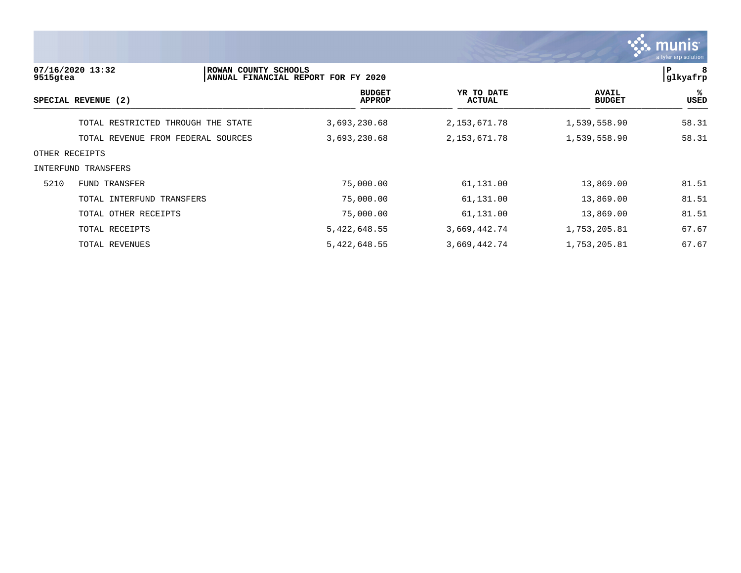ROWAN COUNTY SCHOOLS
ANNUAL FINANCIAL REPORT FOR FY 2020

| SPECIAL REVENUE (2) | | BUDGET APPROP | YR TO DATE ACTUAL | AVAIL BUDGET | % USED |
|---|---|---|---|---|---|
| | TOTAL RESTRICTED THROUGH THE STATE | 3,693,230.68 | 2,153,671.78 | 1,539,558.90 | 58.31 |
| | TOTAL REVENUE FROM FEDERAL SOURCES | 3,693,230.68 | 2,153,671.78 | 1,539,558.90 | 58.31 |
| OTHER RECEIPTS | | | | | |
| INTERFUND TRANSFERS | | | | | |
| 5210 | FUND TRANSFER | 75,000.00 | 61,131.00 | 13,869.00 | 81.51 |
| | TOTAL INTERFUND TRANSFERS | 75,000.00 | 61,131.00 | 13,869.00 | 81.51 |
| | TOTAL OTHER RECEIPTS | 75,000.00 | 61,131.00 | 13,869.00 | 81.51 |
| | TOTAL RECEIPTS | 5,422,648.55 | 3,669,442.74 | 1,753,205.81 | 67.67 |
| | TOTAL REVENUES | 5,422,648.55 | 3,669,442.74 | 1,753,205.81 | 67.67 |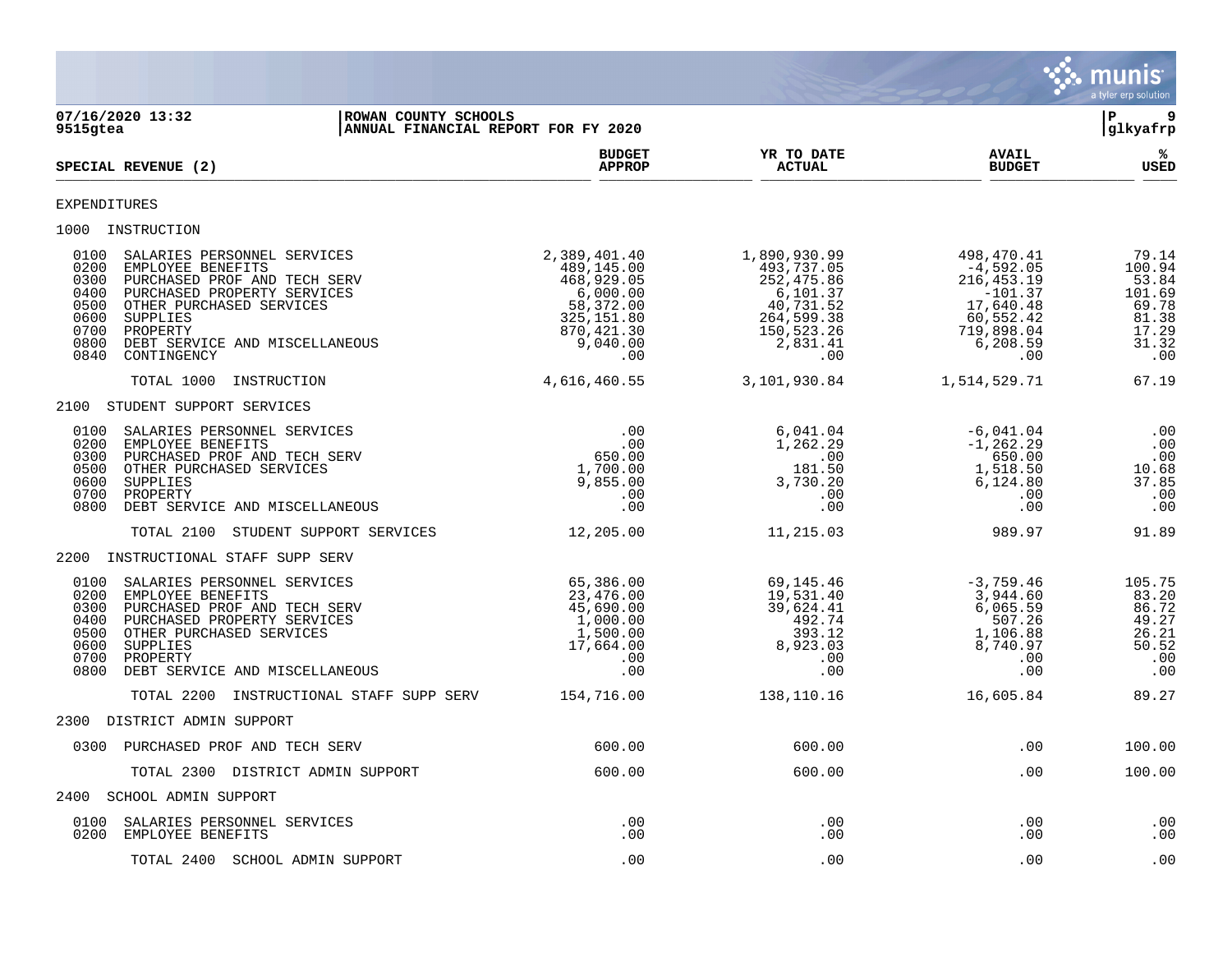07/16/2020 13:32 | ROWAN COUNTY SCHOOLS
9515gtea | ANNUAL FINANCIAL REPORT FOR FY 2020

| SPECIAL REVENUE (2) | BUDGET APPROP | YR TO DATE ACTUAL | AVAIL BUDGET | % USED |
|---|---|---|---|---|
| EXPENDITURES | | | | |
| 1000 INSTRUCTION | | | | |
| 0100 SALARIES PERSONNEL SERVICES | 2,389,401.40 | 1,890,930.99 | 498,470.41 | 79.14 |
| 0200 EMPLOYEE BENEFITS | 489,145.00 | 493,737.05 | -4,592.05 | 100.94 |
| 0300 PURCHASED PROF AND TECH SERV | 468,929.05 | 252,475.86 | 216,453.19 | 53.84 |
| 0400 PURCHASED PROPERTY SERVICES | 6,000.00 | 6,101.37 | -101.37 | 101.69 |
| 0500 OTHER PURCHASED SERVICES | 58,372.00 | 40,731.52 | 17,640.48 | 69.78 |
| 0600 SUPPLIES | 325,151.80 | 264,599.38 | 60,552.42 | 81.38 |
| 0700 PROPERTY | 870,421.30 | 150,523.26 | 719,898.04 | 17.29 |
| 0800 DEBT SERVICE AND MISCELLANEOUS | 9,040.00 | 2,831.41 | 6,208.59 | 31.32 |
| 0840 CONTINGENCY | .00 | .00 | .00 | .00 |
| TOTAL 1000 INSTRUCTION | 4,616,460.55 | 3,101,930.84 | 1,514,529.71 | 67.19 |
| 2100 STUDENT SUPPORT SERVICES | | | | |
| 0100 SALARIES PERSONNEL SERVICES | .00 | 6,041.04 | -6,041.04 | .00 |
| 0200 EMPLOYEE BENEFITS | .00 | 1,262.29 | -1,262.29 | .00 |
| 0300 PURCHASED PROF AND TECH SERV | 650.00 | .00 | 650.00 | .00 |
| 0500 OTHER PURCHASED SERVICES | 1,700.00 | 181.50 | 1,518.50 | 10.68 |
| 0600 SUPPLIES | 9,855.00 | 3,730.20 | 6,124.80 | 37.85 |
| 0700 PROPERTY | .00 | .00 | .00 | .00 |
| 0800 DEBT SERVICE AND MISCELLANEOUS | .00 | .00 | .00 | .00 |
| TOTAL 2100 STUDENT SUPPORT SERVICES | 12,205.00 | 11,215.03 | 989.97 | 91.89 |
| 2200 INSTRUCTIONAL STAFF SUPP SERV | | | | |
| 0100 SALARIES PERSONNEL SERVICES | 65,386.00 | 69,145.46 | -3,759.46 | 105.75 |
| 0200 EMPLOYEE BENEFITS | 23,476.00 | 19,531.40 | 3,944.60 | 83.20 |
| 0300 PURCHASED PROF AND TECH SERV | 45,690.00 | 39,624.41 | 6,065.59 | 86.72 |
| 0400 PURCHASED PROPERTY SERVICES | 1,000.00 | 492.74 | 507.26 | 49.27 |
| 0500 OTHER PURCHASED SERVICES | 1,500.00 | 393.12 | 1,106.88 | 26.21 |
| 0600 SUPPLIES | 17,664.00 | 8,923.03 | 8,740.97 | 50.52 |
| 0700 PROPERTY | .00 | .00 | .00 | .00 |
| 0800 DEBT SERVICE AND MISCELLANEOUS | .00 | .00 | .00 | .00 |
| TOTAL 2200 INSTRUCTIONAL STAFF SUPP SERV | 154,716.00 | 138,110.16 | 16,605.84 | 89.27 |
| 2300 DISTRICT ADMIN SUPPORT | | | | |
| 0300 PURCHASED PROF AND TECH SERV | 600.00 | 600.00 | .00 | 100.00 |
| TOTAL 2300 DISTRICT ADMIN SUPPORT | 600.00 | 600.00 | .00 | 100.00 |
| 2400 SCHOOL ADMIN SUPPORT | | | | |
| 0100 SALARIES PERSONNEL SERVICES | .00 | .00 | .00 | .00 |
| 0200 EMPLOYEE BENEFITS | .00 | .00 | .00 | .00 |
| TOTAL 2400 SCHOOL ADMIN SUPPORT | .00 | .00 | .00 | .00 |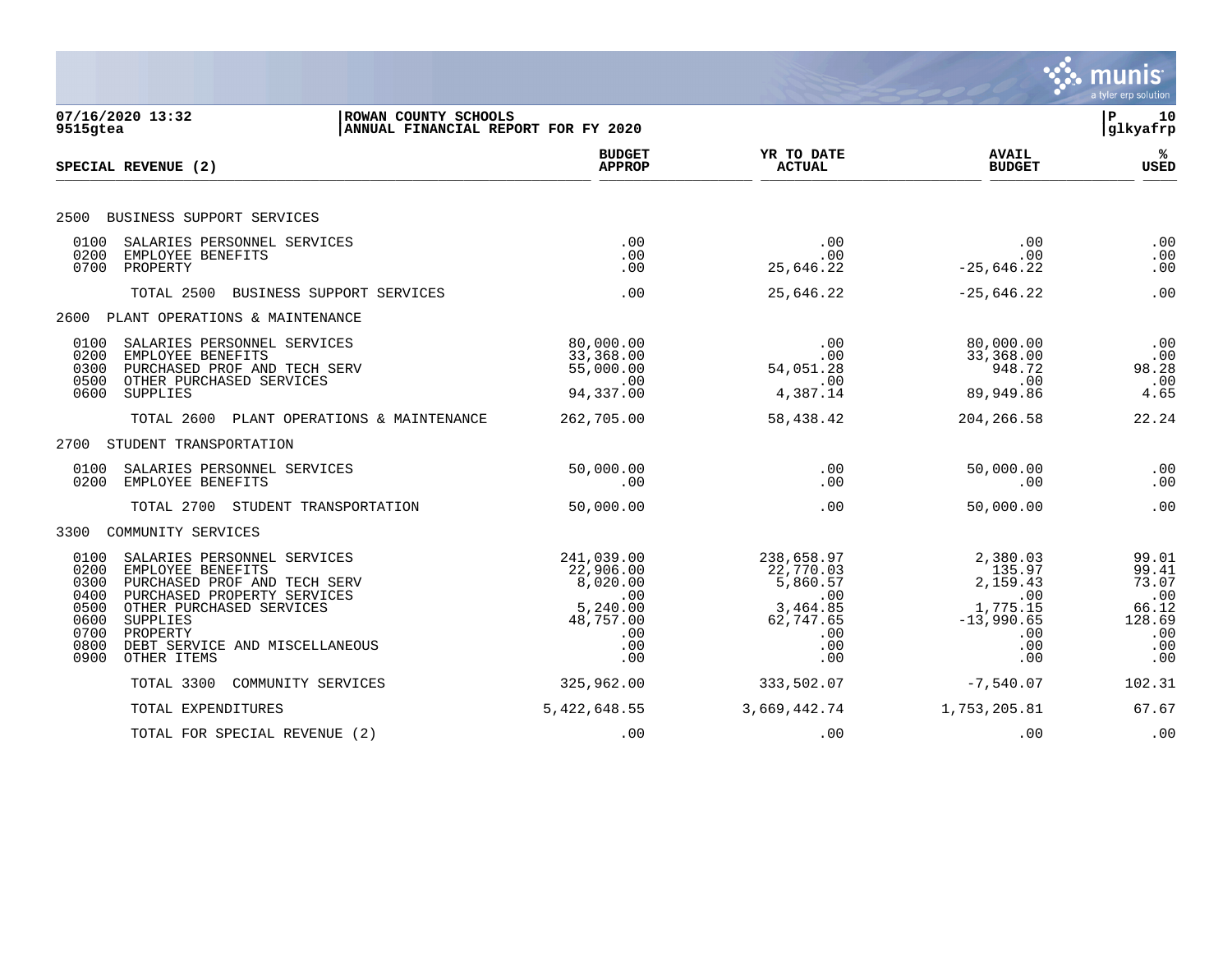ROWAN COUNTY SCHOOLS
ANNUAL FINANCIAL REPORT FOR FY 2020

07/16/2020 13:32
9515gtea

| SPECIAL REVENUE (2) | BUDGET APPROP | YR TO DATE ACTUAL | AVAIL BUDGET | % USED |
|---|---|---|---|---|
| **2500 BUSINESS SUPPORT SERVICES** | | | | |
| 0100 SALARIES PERSONNEL SERVICES | .00 | .00 | .00 | .00 |
| 0200 EMPLOYEE BENEFITS | .00 | .00 | .00 | .00 |
| 0700 PROPERTY | .00 | 25,646.22 | -25,646.22 | .00 |
| TOTAL 2500 BUSINESS SUPPORT SERVICES | .00 | 25,646.22 | -25,646.22 | .00 |
| **2600 PLANT OPERATIONS & MAINTENANCE** | | | | |
| 0100 SALARIES PERSONNEL SERVICES | 80,000.00 | .00 | 80,000.00 | .00 |
| 0200 EMPLOYEE BENEFITS | 33,368.00 | .00 | 33,368.00 | .00 |
| 0300 PURCHASED PROF AND TECH SERV | 55,000.00 | 54,051.28 | 948.72 | 98.28 |
| 0500 OTHER PURCHASED SERVICES | .00 | .00 | .00 | .00 |
| 0600 SUPPLIES | 94,337.00 | 4,387.14 | 89,949.86 | 4.65 |
| TOTAL 2600 PLANT OPERATIONS & MAINTENANCE | 262,705.00 | 58,438.42 | 204,266.58 | 22.24 |
| **2700 STUDENT TRANSPORTATION** | | | | |
| 0100 SALARIES PERSONNEL SERVICES | 50,000.00 | .00 | 50,000.00 | .00 |
| 0200 EMPLOYEE BENEFITS | .00 | .00 | .00 | .00 |
| TOTAL 2700 STUDENT TRANSPORTATION | 50,000.00 | .00 | 50,000.00 | .00 |
| **3300 COMMUNITY SERVICES** | | | | |
| 0100 SALARIES PERSONNEL SERVICES | 241,039.00 | 238,658.97 | 2,380.03 | 99.01 |
| 0200 EMPLOYEE BENEFITS | 22,906.00 | 22,770.03 | 135.97 | 99.41 |
| 0300 PURCHASED PROF AND TECH SERV | 8,020.00 | 5,860.57 | 2,159.43 | 73.07 |
| 0400 PURCHASED PROPERTY SERVICES | .00 | .00 | .00 | .00 |
| 0500 OTHER PURCHASED SERVICES | 5,240.00 | 3,464.85 | 1,775.15 | 66.12 |
| 0600 SUPPLIES | 48,757.00 | 62,747.65 | -13,990.65 | 128.69 |
| 0700 PROPERTY | .00 | .00 | .00 | .00 |
| 0800 DEBT SERVICE AND MISCELLANEOUS | .00 | .00 | .00 | .00 |
| 0900 OTHER ITEMS | .00 | .00 | .00 | .00 |
| TOTAL 3300 COMMUNITY SERVICES | 325,962.00 | 333,502.07 | -7,540.07 | 102.31 |
| TOTAL EXPENDITURES | 5,422,648.55 | 3,669,442.74 | 1,753,205.81 | 67.67 |
| TOTAL FOR SPECIAL REVENUE (2) | .00 | .00 | .00 | .00 |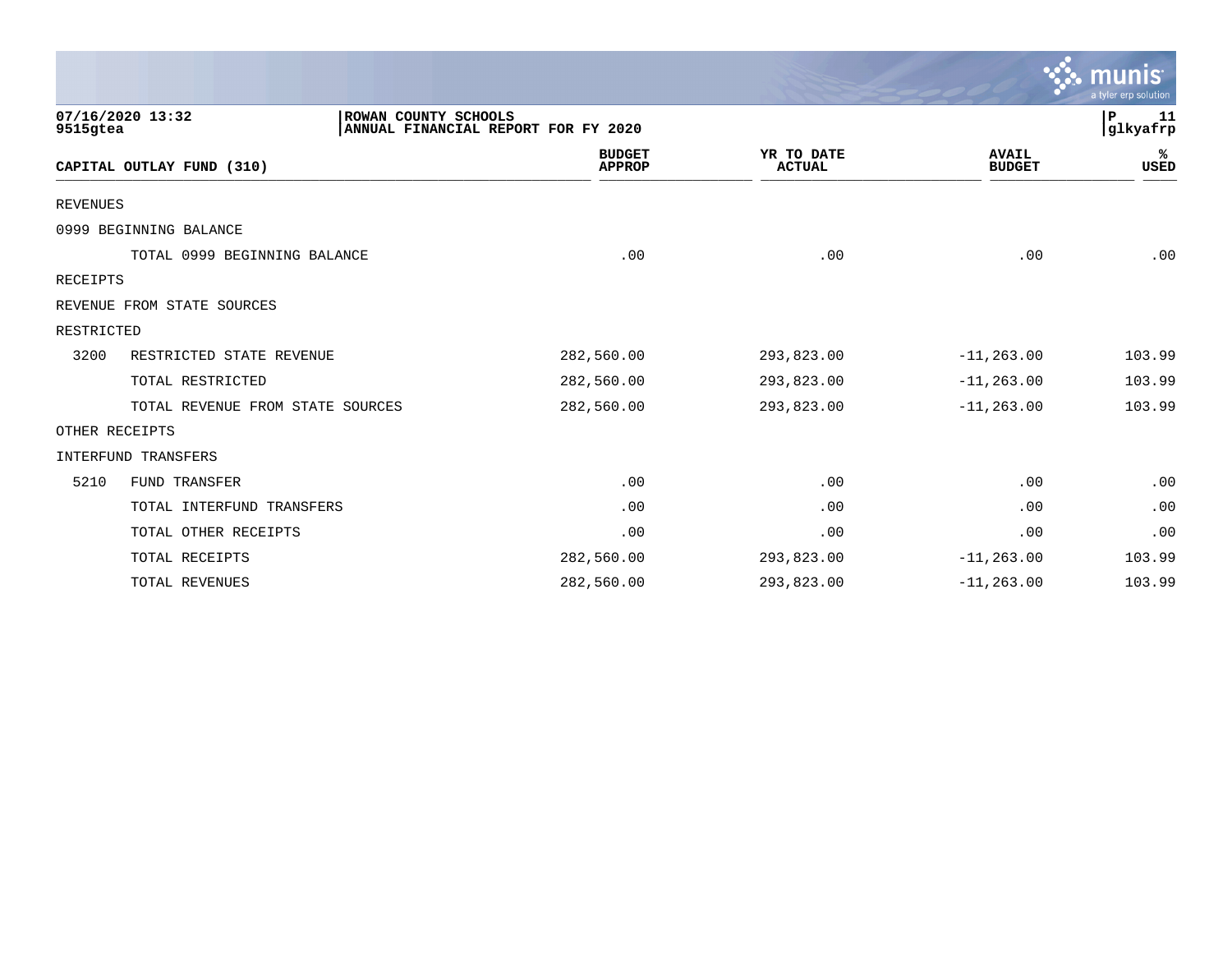07/16/2020 13:32 | ROWAN COUNTY SCHOOLS | P 11
9515gtea | ANNUAL FINANCIAL REPORT FOR FY 2020 | glkyafrp

| CAPITAL OUTLAY FUND (310) | | BUDGET APPROP | YR TO DATE ACTUAL | AVAIL BUDGET | % USED |
|---|---|---|---|---|---|
| REVENUES | | | | | |
| 0999 BEGINNING BALANCE | | | | | |
| | TOTAL 0999 BEGINNING BALANCE | .00 | .00 | .00 | .00 |
| RECEIPTS | | | | | |
| REVENUE FROM STATE SOURCES | | | | | |
| RESTRICTED | | | | | |
| 3200 | RESTRICTED STATE REVENUE | 282,560.00 | 293,823.00 | -11,263.00 | 103.99 |
| | TOTAL RESTRICTED | 282,560.00 | 293,823.00 | -11,263.00 | 103.99 |
| | TOTAL REVENUE FROM STATE SOURCES | 282,560.00 | 293,823.00 | -11,263.00 | 103.99 |
| OTHER RECEIPTS | | | | | |
| INTERFUND TRANSFERS | | | | | |
| 5210 | FUND TRANSFER | .00 | .00 | .00 | .00 |
| | TOTAL INTERFUND TRANSFERS | .00 | .00 | .00 | .00 |
| | TOTAL OTHER RECEIPTS | .00 | .00 | .00 | .00 |
| | TOTAL RECEIPTS | 282,560.00 | 293,823.00 | -11,263.00 | 103.99 |
| | TOTAL REVENUES | 282,560.00 | 293,823.00 | -11,263.00 | 103.99 |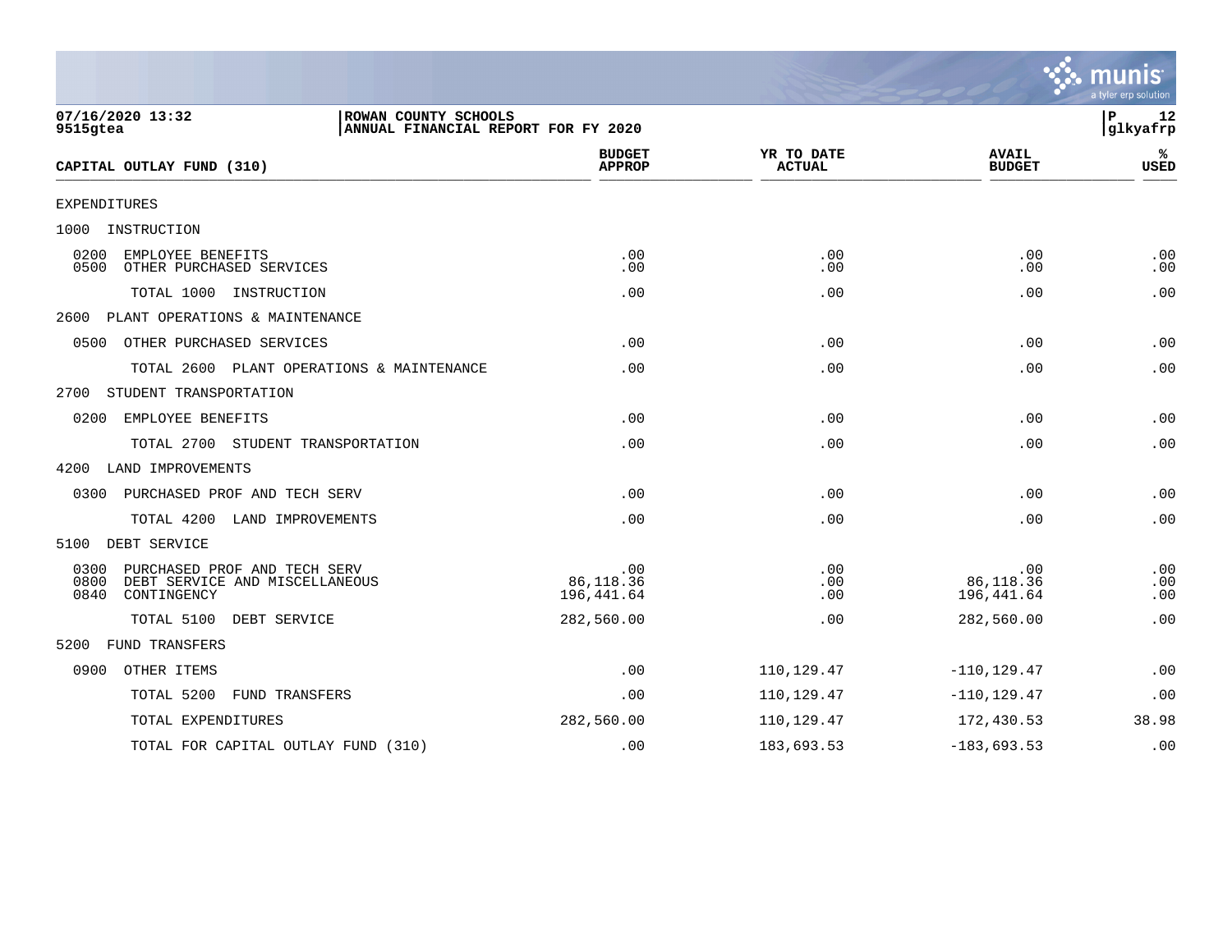07/16/2020 13:32 | ROWAN COUNTY SCHOOLS | P 12
9515gtea | ANNUAL FINANCIAL REPORT FOR FY 2020 | glkyafrp

| CAPITAL OUTLAY FUND (310) | BUDGET APPROP | YR TO DATE ACTUAL | AVAIL BUDGET | % USED |
|---|---|---|---|---|
| EXPENDITURES | | | | |
| 1000 INSTRUCTION | | | | |
| 0200 EMPLOYEE BENEFITS | .00 | .00 | .00 | .00 |
| 0500 OTHER PURCHASED SERVICES | .00 | .00 | .00 | .00 |
| TOTAL 1000 INSTRUCTION | .00 | .00 | .00 | .00 |
| 2600 PLANT OPERATIONS & MAINTENANCE | | | | |
| 0500 OTHER PURCHASED SERVICES | .00 | .00 | .00 | .00 |
| TOTAL 2600 PLANT OPERATIONS & MAINTENANCE | .00 | .00 | .00 | .00 |
| 2700 STUDENT TRANSPORTATION | | | | |
| 0200 EMPLOYEE BENEFITS | .00 | .00 | .00 | .00 |
| TOTAL 2700 STUDENT TRANSPORTATION | .00 | .00 | .00 | .00 |
| 4200 LAND IMPROVEMENTS | | | | |
| 0300 PURCHASED PROF AND TECH SERV | .00 | .00 | .00 | .00 |
| TOTAL 4200 LAND IMPROVEMENTS | .00 | .00 | .00 | .00 |
| 5100 DEBT SERVICE | | | | |
| 0300 PURCHASED PROF AND TECH SERV | .00 | .00 | .00 | .00 |
| 0800 DEBT SERVICE AND MISCELLANEOUS | 86,118.36 | .00 | 86,118.36 | .00 |
| 0840 CONTINGENCY | 196,441.64 | .00 | 196,441.64 | .00 |
| TOTAL 5100 DEBT SERVICE | 282,560.00 | .00 | 282,560.00 | .00 |
| 5200 FUND TRANSFERS | | | | |
| 0900 OTHER ITEMS | .00 | 110,129.47 | -110,129.47 | .00 |
| TOTAL 5200 FUND TRANSFERS | .00 | 110,129.47 | -110,129.47 | .00 |
| TOTAL EXPENDITURES | 282,560.00 | 110,129.47 | 172,430.53 | 38.98 |
| TOTAL FOR CAPITAL OUTLAY FUND (310) | .00 | 183,693.53 | -183,693.53 | .00 |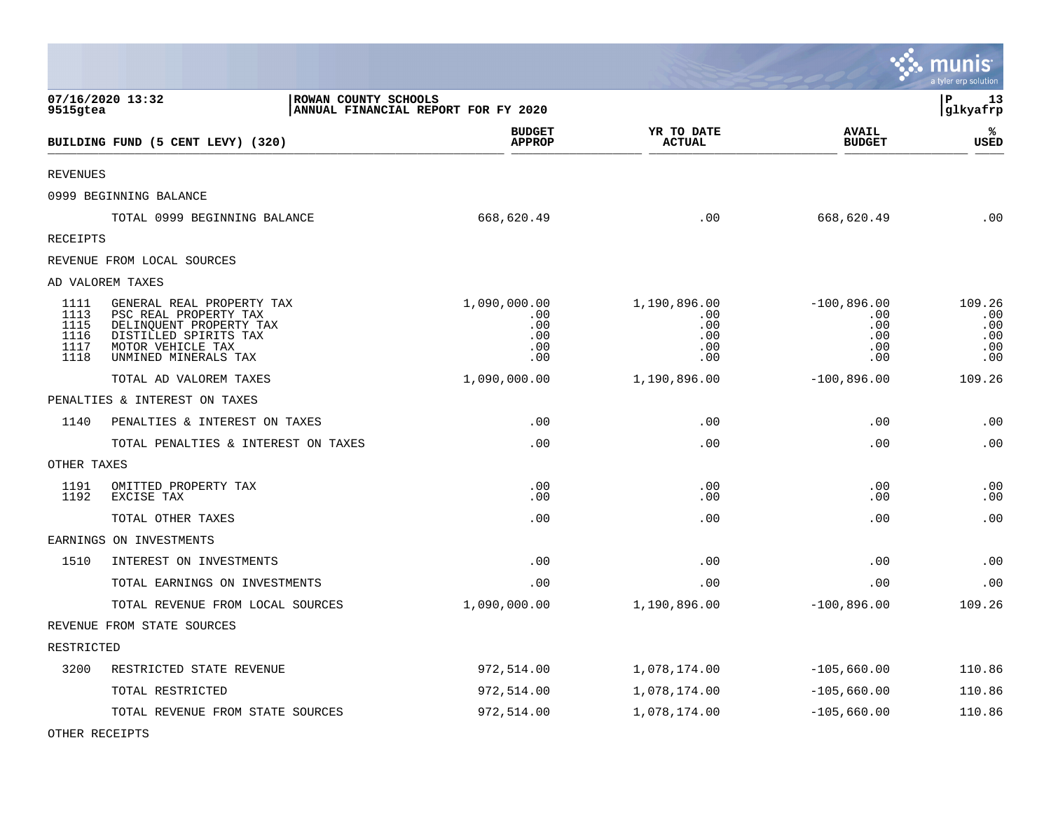ROWAN COUNTY SCHOOLS
ANNUAL FINANCIAL REPORT FOR FY 2020

07/16/2020 13:32
9515gtea

| BUILDING FUND (5 CENT LEVY) (320) | | BUDGET APPROP | YR TO DATE ACTUAL | AVAIL BUDGET | % USED |
|---|---|---|---|---|---|
| REVENUES | | | | | |
| 0999 BEGINNING BALANCE | | | | | |
| | TOTAL 0999 BEGINNING BALANCE | 668,620.49 | .00 | 668,620.49 | .00 |
| RECEIPTS | | | | | |
| REVENUE FROM LOCAL SOURCES | | | | | |
| AD VALOREM TAXES | | | | | |
| 1111 | GENERAL REAL PROPERTY TAX | 1,090,000.00 | 1,190,896.00 | -100,896.00 | 109.26 |
| 1113 | PSC REAL PROPERTY TAX | .00 | .00 | .00 | .00 |
| 1115 | DELINQUENT PROPERTY TAX | .00 | .00 | .00 | .00 |
| 1116 | DISTILLED SPIRITS TAX | .00 | .00 | .00 | .00 |
| 1117 | MOTOR VEHICLE TAX | .00 | .00 | .00 | .00 |
| 1118 | UNMINED MINERALS TAX | .00 | .00 | .00 | .00 |
| | TOTAL AD VALOREM TAXES | 1,090,000.00 | 1,190,896.00 | -100,896.00 | 109.26 |
| PENALTIES & INTEREST ON TAXES | | | | | |
| 1140 | PENALTIES & INTEREST ON TAXES | .00 | .00 | .00 | .00 |
| | TOTAL PENALTIES & INTEREST ON TAXES | .00 | .00 | .00 | .00 |
| OTHER TAXES | | | | | |
| 1191 | OMITTED PROPERTY TAX | .00 | .00 | .00 | .00 |
| 1192 | EXCISE TAX | .00 | .00 | .00 | .00 |
| | TOTAL OTHER TAXES | .00 | .00 | .00 | .00 |
| EARNINGS ON INVESTMENTS | | | | | |
| 1510 | INTEREST ON INVESTMENTS | .00 | .00 | .00 | .00 |
| | TOTAL EARNINGS ON INVESTMENTS | .00 | .00 | .00 | .00 |
| | TOTAL REVENUE FROM LOCAL SOURCES | 1,090,000.00 | 1,190,896.00 | -100,896.00 | 109.26 |
| REVENUE FROM STATE SOURCES | | | | | |
| RESTRICTED | | | | | |
| 3200 | RESTRICTED STATE REVENUE | 972,514.00 | 1,078,174.00 | -105,660.00 | 110.86 |
| | TOTAL RESTRICTED | 972,514.00 | 1,078,174.00 | -105,660.00 | 110.86 |
| | TOTAL REVENUE FROM STATE SOURCES | 972,514.00 | 1,078,174.00 | -105,660.00 | 110.86 |
| OTHER RECEIPTS | | | | | |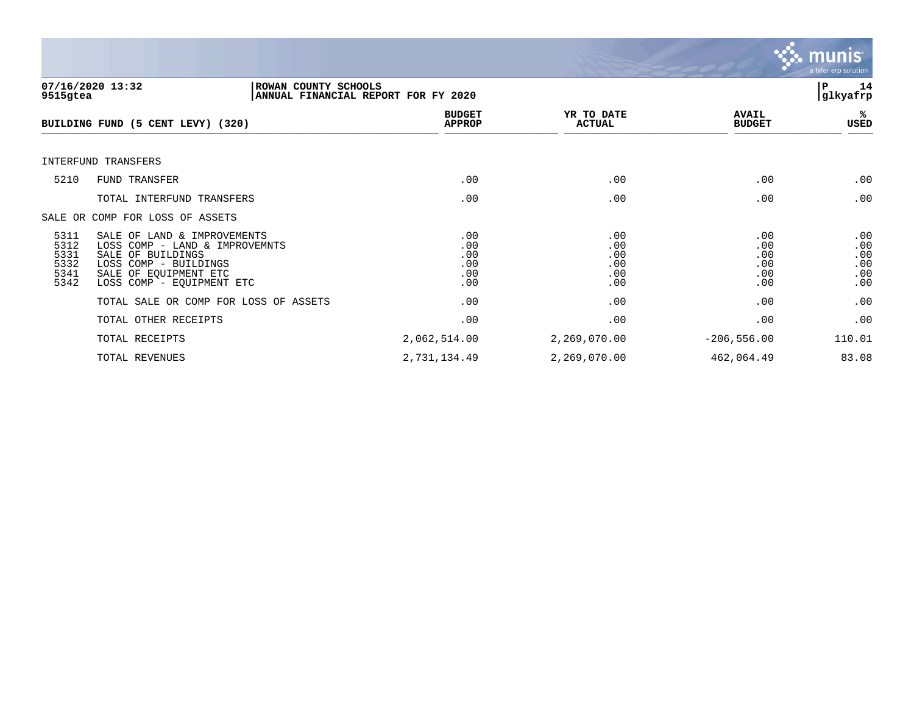07/16/2020 13:32 | ROWAN COUNTY SCHOOLS | P 14
9515gtea | ANNUAL FINANCIAL REPORT FOR FY 2020 | glkyafrp

| BUILDING FUND (5 CENT LEVY) (320) | | BUDGET APPROP | YR TO DATE ACTUAL | AVAIL BUDGET | % USED |
|---|---|---|---|---|---|
| INTERFUND TRANSFERS | | | | | |
| 5210 | FUND TRANSFER | .00 | .00 | .00 | .00 |
| | TOTAL INTERFUND TRANSFERS | .00 | .00 | .00 | .00 |
| SALE OR COMP FOR LOSS OF ASSETS | | | | | |
| 5311 | SALE OF LAND & IMPROVEMENTS | .00 | .00 | .00 | .00 |
| 5312 | LOSS COMP - LAND & IMPROVEMNTS | .00 | .00 | .00 | .00 |
| 5331 | SALE OF BUILDINGS | .00 | .00 | .00 | .00 |
| 5332 | LOSS COMP - BUILDINGS | .00 | .00 | .00 | .00 |
| 5341 | SALE OF EQUIPMENT ETC | .00 | .00 | .00 | .00 |
| 5342 | LOSS COMP - EQUIPMENT ETC | .00 | .00 | .00 | .00 |
| | TOTAL SALE OR COMP FOR LOSS OF ASSETS | .00 | .00 | .00 | .00 |
| | TOTAL OTHER RECEIPTS | .00 | .00 | .00 | .00 |
| | TOTAL RECEIPTS | 2,062,514.00 | 2,269,070.00 | -206,556.00 | 110.01 |
| | TOTAL REVENUES | 2,731,134.49 | 2,269,070.00 | 462,064.49 | 83.08 |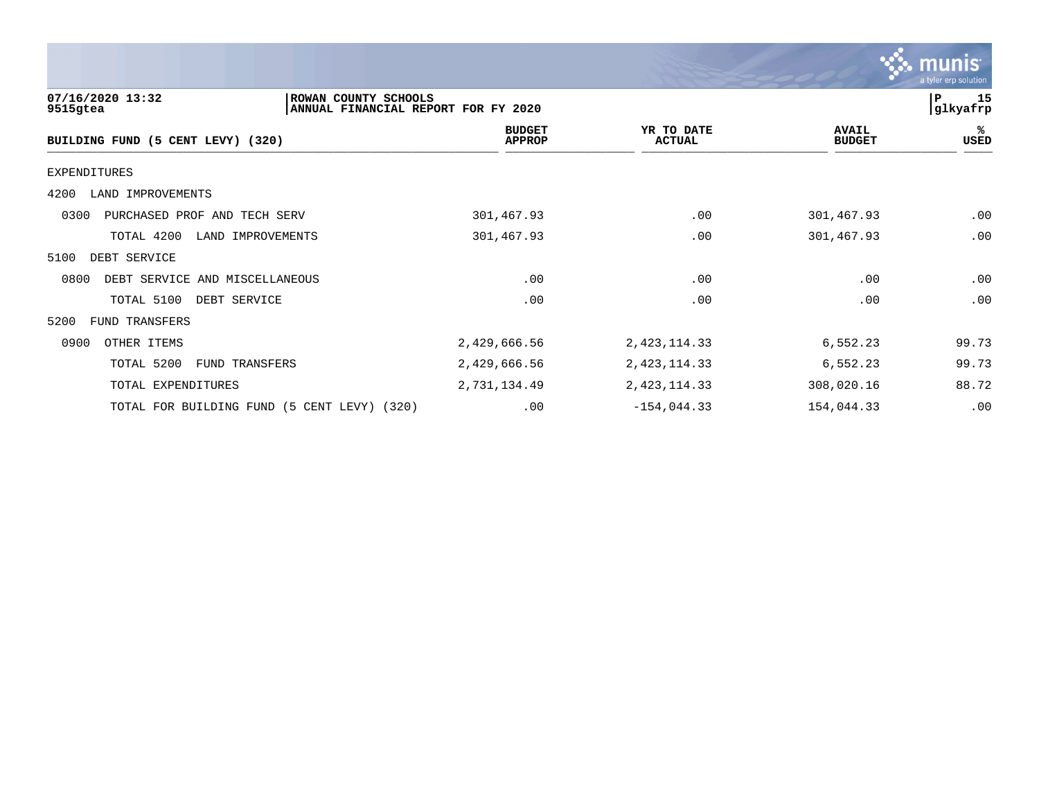**ROWAN COUNTY SCHOOLS**
**ANNUAL FINANCIAL REPORT FOR FY 2020**

07/16/2020 13:32
9515gtea

| BUILDING FUND (5 CENT LEVY) (320) | BUDGET APPROP | YR TO DATE ACTUAL | AVAIL BUDGET | % USED |
|---|---|---|---|---|
| EXPENDITURES | | | | |
| 4200 LAND IMPROVEMENTS | | | | |
| 0300 PURCHASED PROF AND TECH SERV | 301,467.93 | .00 | 301,467.93 | .00 |
| TOTAL 4200 LAND IMPROVEMENTS | 301,467.93 | .00 | 301,467.93 | .00 |
| 5100 DEBT SERVICE | | | | |
| 0800 DEBT SERVICE AND MISCELLANEOUS | .00 | .00 | .00 | .00 |
| TOTAL 5100 DEBT SERVICE | .00 | .00 | .00 | .00 |
| 5200 FUND TRANSFERS | | | | |
| 0900 OTHER ITEMS | 2,429,666.56 | 2,423,114.33 | 6,552.23 | 99.73 |
| TOTAL 5200 FUND TRANSFERS | 2,429,666.56 | 2,423,114.33 | 6,552.23 | 99.73 |
| TOTAL EXPENDITURES | 2,731,134.49 | 2,423,114.33 | 308,020.16 | 88.72 |
| TOTAL FOR BUILDING FUND (5 CENT LEVY) (320) | .00 | -154,044.33 | 154,044.33 | .00 |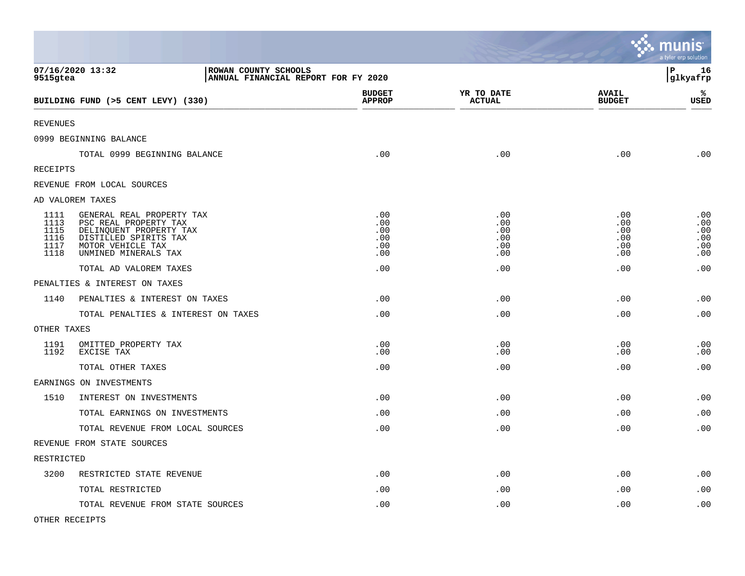ROWAN COUNTY SCHOOLS
ANNUAL FINANCIAL REPORT FOR FY 2020

07/16/2020 13:32
9515gtea

| BUILDING FUND (>5 CENT LEVY) (330) | | BUDGET APPROP | YR TO DATE ACTUAL | AVAIL BUDGET | % USED |
|---|---|---|---|---|---|
| REVENUES | | | | | |
| 0999 BEGINNING BALANCE | | | | | |
| | TOTAL 0999 BEGINNING BALANCE | .00 | .00 | .00 | .00 |
| RECEIPTS | | | | | |
| REVENUE FROM LOCAL SOURCES | | | | | |
| AD VALOREM TAXES | | | | | |
| 1111 | GENERAL REAL PROPERTY TAX | .00 | .00 | .00 | .00 |
| 1113 | PSC REAL PROPERTY TAX | .00 | .00 | .00 | .00 |
| 1115 | DELINQUENT PROPERTY TAX | .00 | .00 | .00 | .00 |
| 1116 | DISTILLED SPIRITS TAX | .00 | .00 | .00 | .00 |
| 1117 | MOTOR VEHICLE TAX | .00 | .00 | .00 | .00 |
| 1118 | UNMINED MINERALS TAX | .00 | .00 | .00 | .00 |
| | TOTAL AD VALOREM TAXES | .00 | .00 | .00 | .00 |
| PENALTIES & INTEREST ON TAXES | | | | | |
| 1140 | PENALTIES & INTEREST ON TAXES | .00 | .00 | .00 | .00 |
| | TOTAL PENALTIES & INTEREST ON TAXES | .00 | .00 | .00 | .00 |
| OTHER TAXES | | | | | |
| 1191 | OMITTED PROPERTY TAX | .00 | .00 | .00 | .00 |
| 1192 | EXCISE TAX | .00 | .00 | .00 | .00 |
| | TOTAL OTHER TAXES | .00 | .00 | .00 | .00 |
| EARNINGS ON INVESTMENTS | | | | | |
| 1510 | INTEREST ON INVESTMENTS | .00 | .00 | .00 | .00 |
| | TOTAL EARNINGS ON INVESTMENTS | .00 | .00 | .00 | .00 |
| | TOTAL REVENUE FROM LOCAL SOURCES | .00 | .00 | .00 | .00 |
| REVENUE FROM STATE SOURCES | | | | | |
| RESTRICTED | | | | | |
| 3200 | RESTRICTED STATE REVENUE | .00 | .00 | .00 | .00 |
| | TOTAL RESTRICTED | .00 | .00 | .00 | .00 |
| | TOTAL REVENUE FROM STATE SOURCES | .00 | .00 | .00 | .00 |
| OTHER RECEIPTS | | | | | |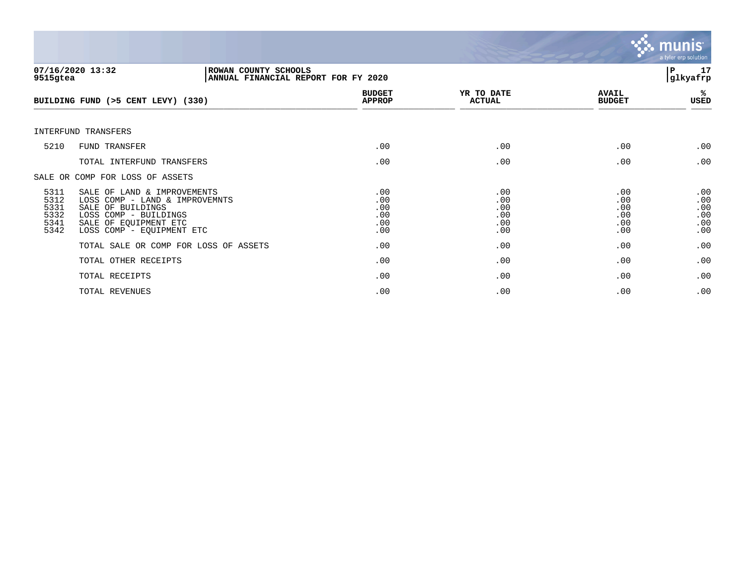07/16/2020 13:32 | ROWAN COUNTY SCHOOLS | P 17
9515gtea | ANNUAL FINANCIAL REPORT FOR FY 2020 | glkyafrp

| BUILDING FUND (>5 CENT LEVY) (330) | | BUDGET APPROP | YR TO DATE ACTUAL | AVAIL BUDGET | % USED |
|---|---|---|---|---|---|
| INTERFUND TRANSFERS | | | | | |
| 5210 | FUND TRANSFER | .00 | .00 | .00 | .00 |
| | TOTAL INTERFUND TRANSFERS | .00 | .00 | .00 | .00 |
| SALE OR COMP FOR LOSS OF ASSETS | | | | | |
| 5311 | SALE OF LAND & IMPROVEMENTS | .00 | .00 | .00 | .00 |
| 5312 | LOSS COMP - LAND & IMPROVEMNTS | .00 | .00 | .00 | .00 |
| 5331 | SALE OF BUILDINGS | .00 | .00 | .00 | .00 |
| 5332 | LOSS COMP - BUILDINGS | .00 | .00 | .00 | .00 |
| 5341 | SALE OF EQUIPMENT ETC | .00 | .00 | .00 | .00 |
| 5342 | LOSS COMP - EQUIPMENT ETC | .00 | .00 | .00 | .00 |
| | TOTAL SALE OR COMP FOR LOSS OF ASSETS | .00 | .00 | .00 | .00 |
| | TOTAL OTHER RECEIPTS | .00 | .00 | .00 | .00 |
| | TOTAL RECEIPTS | .00 | .00 | .00 | .00 |
| | TOTAL REVENUES | .00 | .00 | .00 | .00 |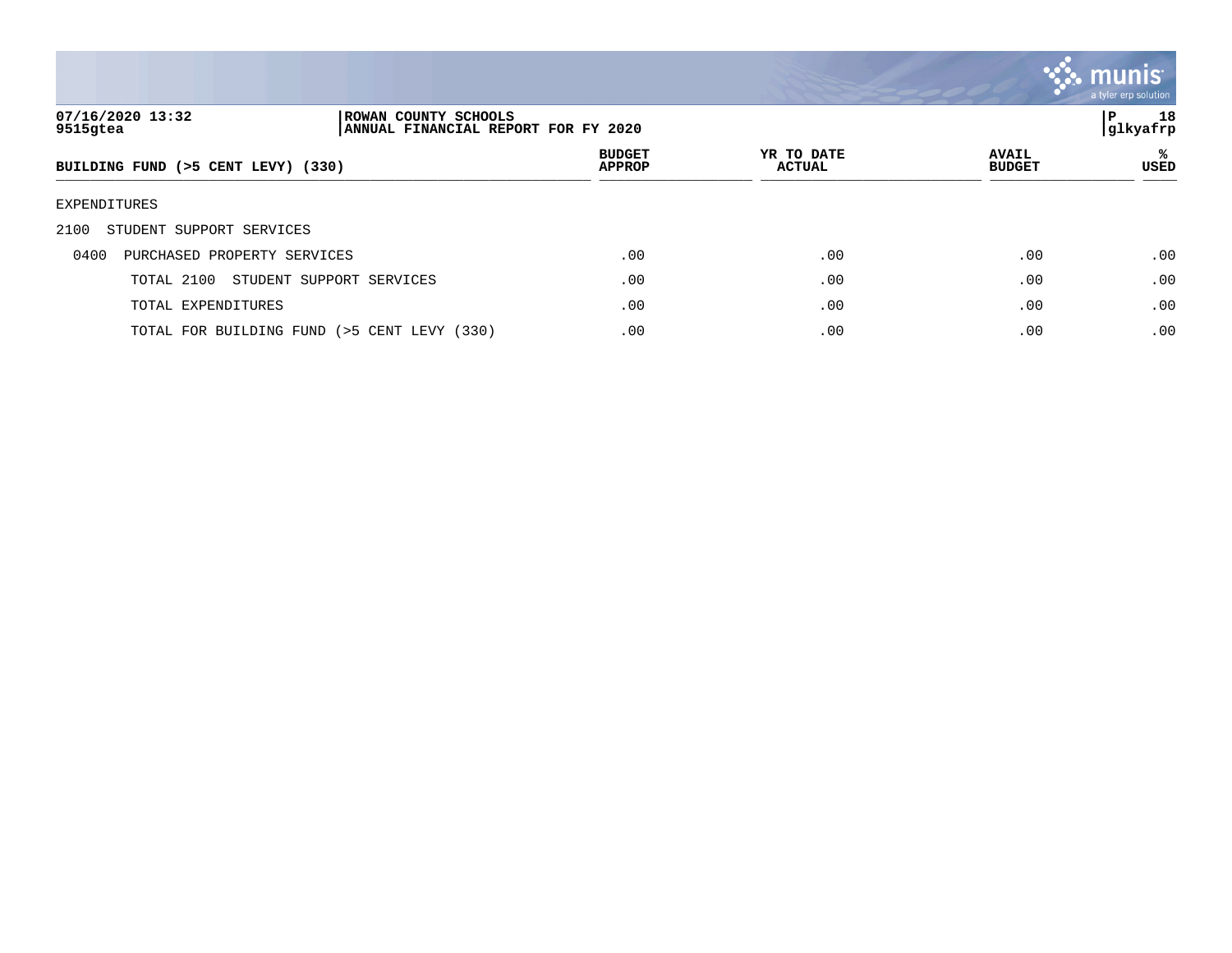ROWAN COUNTY SCHOOLS
ANNUAL FINANCIAL REPORT FOR FY 2020

07/16/2020 13:32
9515gtea

| BUILDING FUND (>5 CENT LEVY) (330) | BUDGET APPROP | YR TO DATE ACTUAL | AVAIL BUDGET | % USED |
|---|---|---|---|---|
| EXPENDITURES | | | | |
| 2100 STUDENT SUPPORT SERVICES | | | | |
| 0400 PURCHASED PROPERTY SERVICES | .00 | .00 | .00 | .00 |
| TOTAL 2100 STUDENT SUPPORT SERVICES | .00 | .00 | .00 | .00 |
| TOTAL EXPENDITURES | .00 | .00 | .00 | .00 |
| TOTAL FOR BUILDING FUND (>5 CENT LEVY (330) | .00 | .00 | .00 | .00 |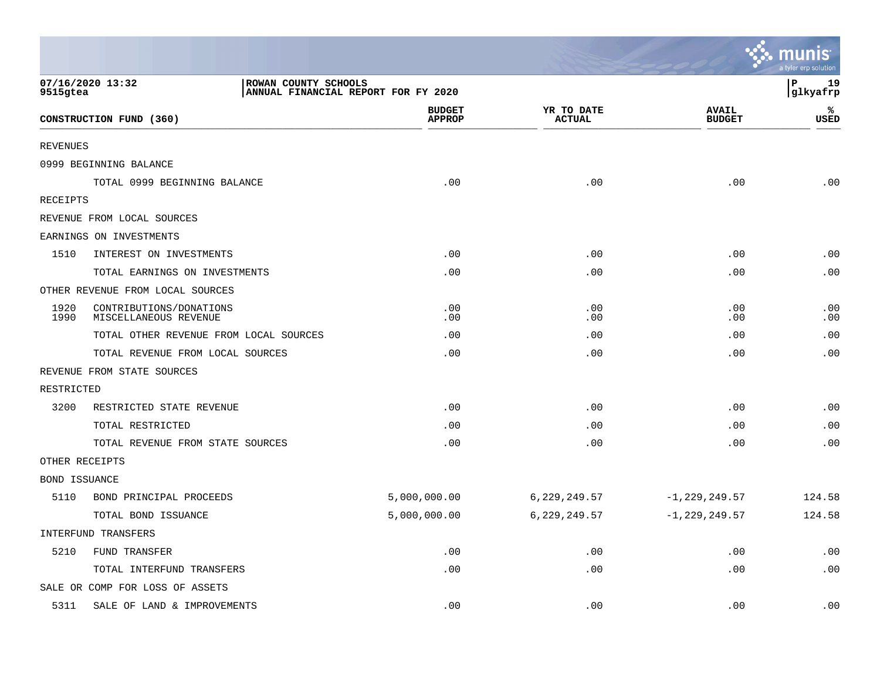07/16/2020 13:32 | ROWAN COUNTY SCHOOLS | P 19
9515gtea | ANNUAL FINANCIAL REPORT FOR FY 2020 | glkyafrp

| CONSTRUCTION FUND (360) | | BUDGET APPROP | YR TO DATE ACTUAL | AVAIL BUDGET | % USED |
|---|---|---|---|---|---|
| REVENUES | | | | | |
| 0999 BEGINNING BALANCE | | | | | |
| | TOTAL 0999 BEGINNING BALANCE | .00 | .00 | .00 | .00 |
| RECEIPTS | | | | | |
| REVENUE FROM LOCAL SOURCES | | | | | |
| EARNINGS ON INVESTMENTS | | | | | |
| 1510 | INTEREST ON INVESTMENTS | .00 | .00 | .00 | .00 |
| | TOTAL EARNINGS ON INVESTMENTS | .00 | .00 | .00 | .00 |
| OTHER REVENUE FROM LOCAL SOURCES | | | | | |
| 1920 | CONTRIBUTIONS/DONATIONS | .00 | .00 | .00 | .00 |
| 1990 | MISCELLANEOUS REVENUE | .00 | .00 | .00 | .00 |
| | TOTAL OTHER REVENUE FROM LOCAL SOURCES | .00 | .00 | .00 | .00 |
| | TOTAL REVENUE FROM LOCAL SOURCES | .00 | .00 | .00 | .00 |
| REVENUE FROM STATE SOURCES | | | | | |
| RESTRICTED | | | | | |
| 3200 | RESTRICTED STATE REVENUE | .00 | .00 | .00 | .00 |
| | TOTAL RESTRICTED | .00 | .00 | .00 | .00 |
| | TOTAL REVENUE FROM STATE SOURCES | .00 | .00 | .00 | .00 |
| OTHER RECEIPTS | | | | | |
| BOND ISSUANCE | | | | | |
| 5110 | BOND PRINCIPAL PROCEEDS | 5,000,000.00 | 6,229,249.57 | -1,229,249.57 | 124.58 |
| | TOTAL BOND ISSUANCE | 5,000,000.00 | 6,229,249.57 | -1,229,249.57 | 124.58 |
| INTERFUND TRANSFERS | | | | | |
| 5210 | FUND TRANSFER | .00 | .00 | .00 | .00 |
| | TOTAL INTERFUND TRANSFERS | .00 | .00 | .00 | .00 |
| SALE OR COMP FOR LOSS OF ASSETS | | | | | |
| 5311 | SALE OF LAND & IMPROVEMENTS | .00 | .00 | .00 | .00 |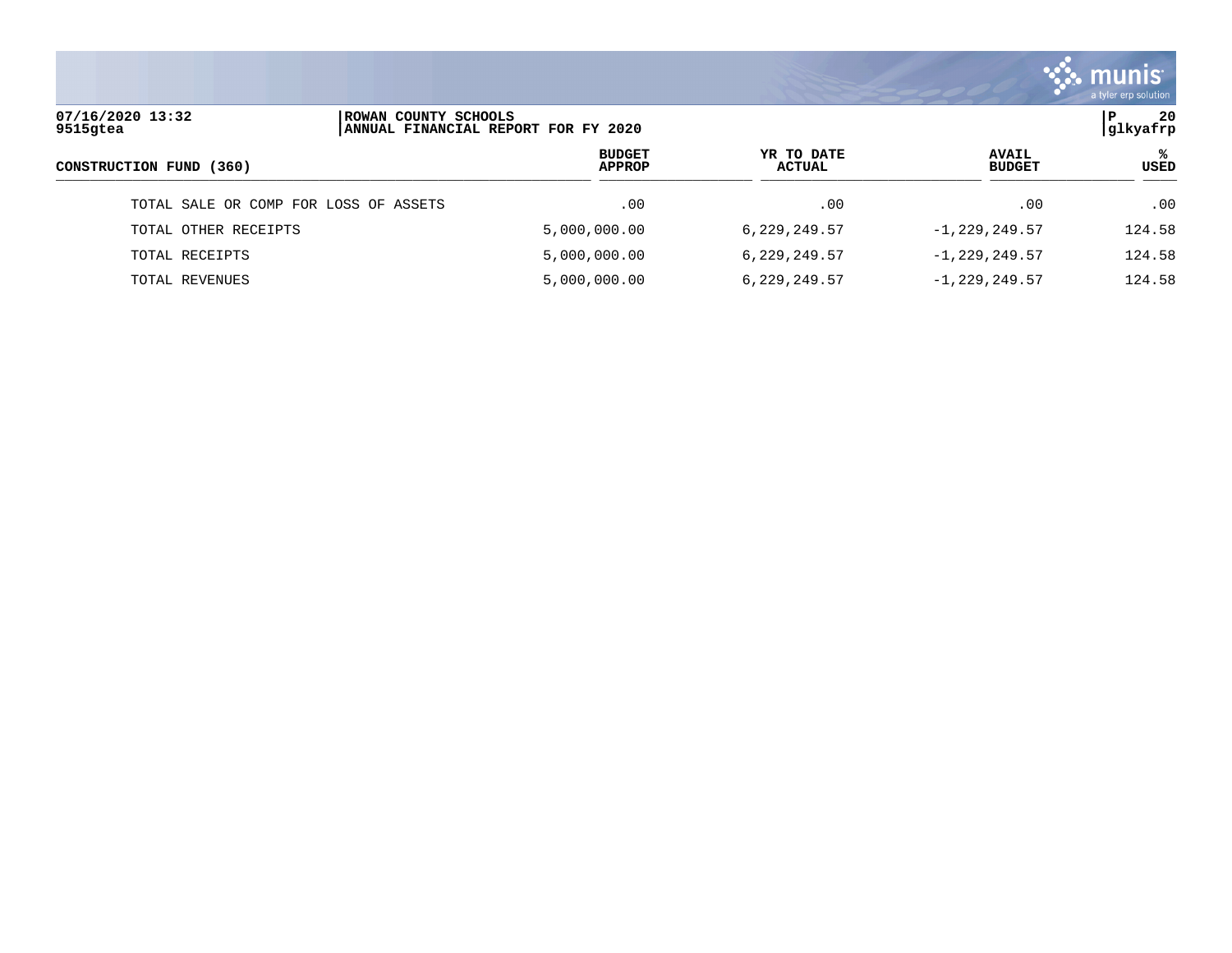| CONSTRUCTION FUND (360) | BUDGET APPROP | YR TO DATE ACTUAL | AVAIL BUDGET | % USED |
|---|---|---|---|---|
| TOTAL SALE OR COMP FOR LOSS OF ASSETS | .00 | .00 | .00 | .00 |
| TOTAL OTHER RECEIPTS | 5,000,000.00 | 6,229,249.57 | -1,229,249.57 | 124.58 |
| TOTAL RECEIPTS | 5,000,000.00 | 6,229,249.57 | -1,229,249.57 | 124.58 |
| TOTAL REVENUES | 5,000,000.00 | 6,229,249.57 | -1,229,249.57 | 124.58 |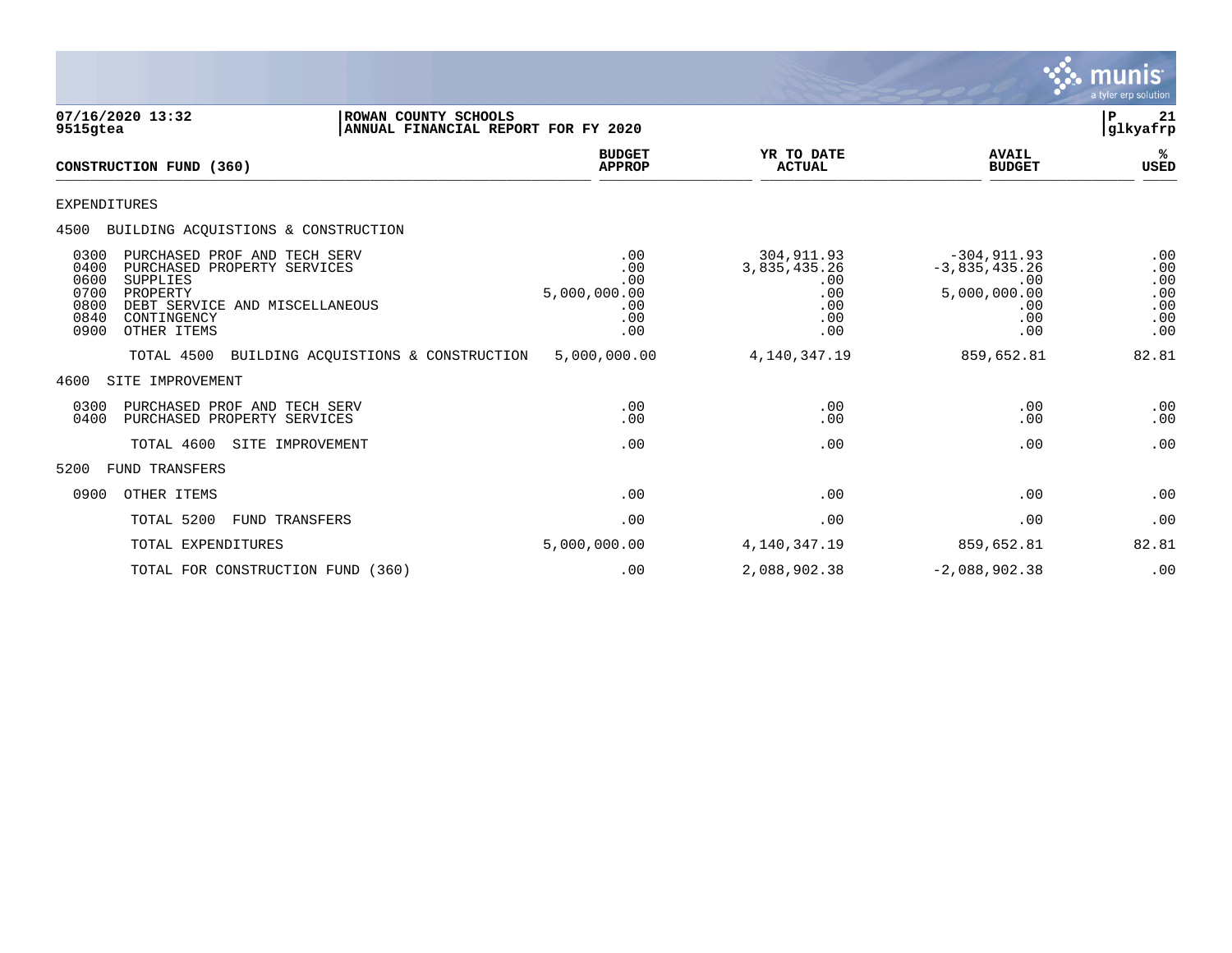07/16/2020 13:32 | ROWAN COUNTY SCHOOLS | P 21
9515gtea | ANNUAL FINANCIAL REPORT FOR FY 2020 | glkyafrp

| CONSTRUCTION FUND (360) | BUDGET APPROP | YR TO DATE ACTUAL | AVAIL BUDGET | % USED |
|---|---|---|---|---|
| EXPENDITURES | | | | |
| 4500 BUILDING ACQUISTIONS & CONSTRUCTION | | | | |
| 0300 PURCHASED PROF AND TECH SERV | .00 | 304,911.93 | -304,911.93 | .00 |
| 0400 PURCHASED PROPERTY SERVICES | .00 | 3,835,435.26 | -3,835,435.26 | .00 |
| 0600 SUPPLIES | .00 | .00 | .00 | .00 |
| 0700 PROPERTY | 5,000,000.00 | .00 | 5,000,000.00 | .00 |
| 0800 DEBT SERVICE AND MISCELLANEOUS | .00 | .00 | .00 | .00 |
| 0840 CONTINGENCY | .00 | .00 | .00 | .00 |
| 0900 OTHER ITEMS | .00 | .00 | .00 | .00 |
| TOTAL 4500 BUILDING ACQUISTIONS & CONSTRUCTION | 5,000,000.00 | 4,140,347.19 | 859,652.81 | 82.81 |
| 4600 SITE IMPROVEMENT | | | | |
| 0300 PURCHASED PROF AND TECH SERV | .00 | .00 | .00 | .00 |
| 0400 PURCHASED PROPERTY SERVICES | .00 | .00 | .00 | .00 |
| TOTAL 4600 SITE IMPROVEMENT | .00 | .00 | .00 | .00 |
| 5200 FUND TRANSFERS | | | | |
| 0900 OTHER ITEMS | .00 | .00 | .00 | .00 |
| TOTAL 5200 FUND TRANSFERS | .00 | .00 | .00 | .00 |
| TOTAL EXPENDITURES | 5,000,000.00 | 4,140,347.19 | 859,652.81 | 82.81 |
| TOTAL FOR CONSTRUCTION FUND (360) | .00 | 2,088,902.38 | -2,088,902.38 | .00 |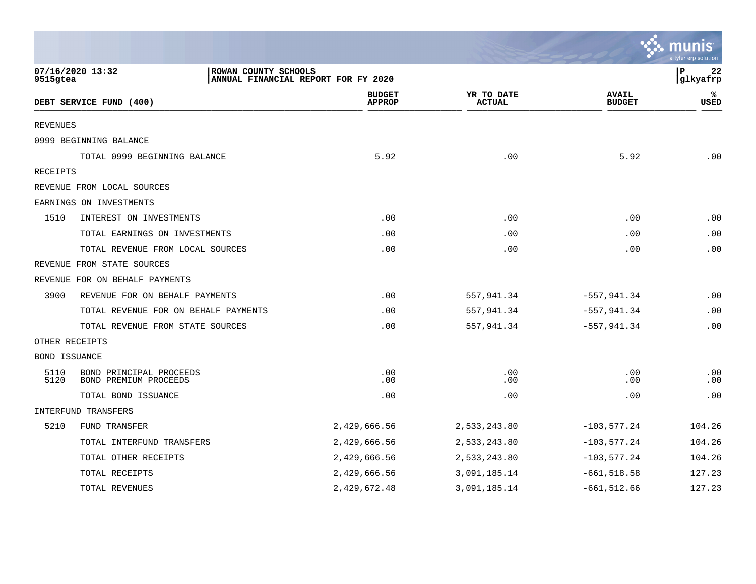ROWAN COUNTY SCHOOLS
ANNUAL FINANCIAL REPORT FOR FY 2020

07/16/2020 13:32
9515gtea

| DEBT SERVICE FUND (400) | | BUDGET APPROP | YR TO DATE ACTUAL | AVAIL BUDGET | % USED |
|---|---|---|---|---|---|
| REVENUES | | | | | |
| 0999 BEGINNING BALANCE | | | | | |
| | TOTAL 0999 BEGINNING BALANCE | 5.92 | .00 | 5.92 | .00 |
| RECEIPTS | | | | | |
| REVENUE FROM LOCAL SOURCES | | | | | |
| EARNINGS ON INVESTMENTS | | | | | |
| 1510 | INTEREST ON INVESTMENTS | .00 | .00 | .00 | .00 |
| | TOTAL EARNINGS ON INVESTMENTS | .00 | .00 | .00 | .00 |
| | TOTAL REVENUE FROM LOCAL SOURCES | .00 | .00 | .00 | .00 |
| REVENUE FROM STATE SOURCES | | | | | |
| REVENUE FOR ON BEHALF PAYMENTS | | | | | |
| 3900 | REVENUE FOR ON BEHALF PAYMENTS | .00 | 557,941.34 | -557,941.34 | .00 |
| | TOTAL REVENUE FOR ON BEHALF PAYMENTS | .00 | 557,941.34 | -557,941.34 | .00 |
| | TOTAL REVENUE FROM STATE SOURCES | .00 | 557,941.34 | -557,941.34 | .00 |
| OTHER RECEIPTS | | | | | |
| BOND ISSUANCE | | | | | |
| 5110 | BOND PRINCIPAL PROCEEDS | .00 | .00 | .00 | .00 |
| 5120 | BOND PREMIUM PROCEEDS | .00 | .00 | .00 | .00 |
| | TOTAL BOND ISSUANCE | .00 | .00 | .00 | .00 |
| INTERFUND TRANSFERS | | | | | |
| 5210 | FUND TRANSFER | 2,429,666.56 | 2,533,243.80 | -103,577.24 | 104.26 |
| | TOTAL INTERFUND TRANSFERS | 2,429,666.56 | 2,533,243.80 | -103,577.24 | 104.26 |
| | TOTAL OTHER RECEIPTS | 2,429,666.56 | 2,533,243.80 | -103,577.24 | 104.26 |
| | TOTAL RECEIPTS | 2,429,666.56 | 3,091,185.14 | -661,518.58 | 127.23 |
| | TOTAL REVENUES | 2,429,672.48 | 3,091,185.14 | -661,512.66 | 127.23 |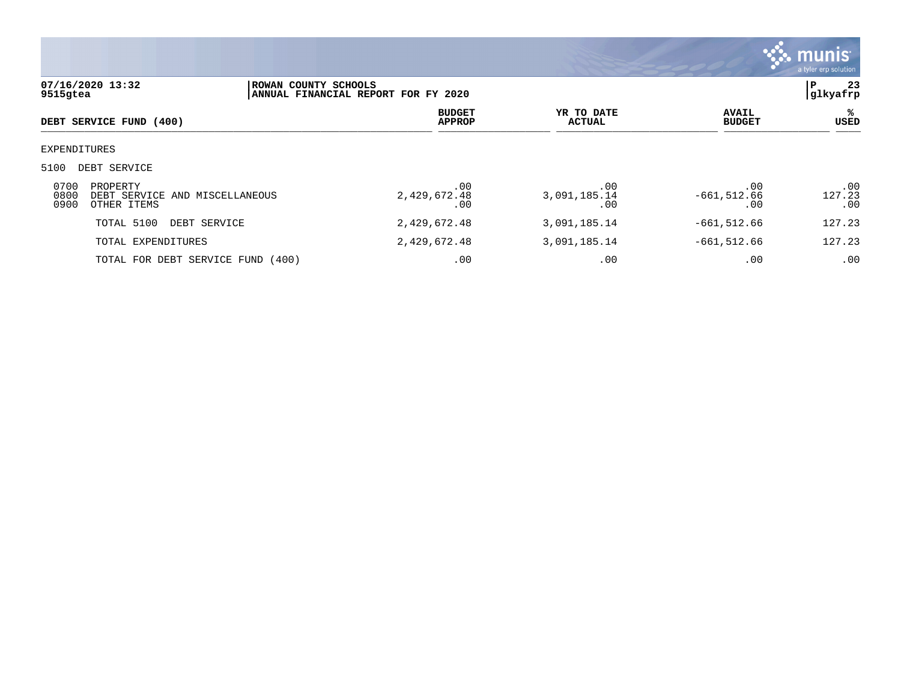07/16/2020 13:32 | ROWAN COUNTY SCHOOLS
9515gtea | ANNUAL FINANCIAL REPORT FOR FY 2020

| DEBT SERVICE FUND (400) | BUDGET APPROP | YR TO DATE ACTUAL | AVAIL BUDGET | % USED |
|---|---|---|---|---|
| EXPENDITURES | | | | |
| 5100 DEBT SERVICE | | | | |
| 0700 PROPERTY | .00 | .00 | .00 | .00 |
| 0800 DEBT SERVICE AND MISCELLANEOUS | 2,429,672.48 | 3,091,185.14 | -661,512.66 | 127.23 |
| 0900 OTHER ITEMS | .00 | .00 | .00 | .00 |
| TOTAL 5100 DEBT SERVICE | 2,429,672.48 | 3,091,185.14 | -661,512.66 | 127.23 |
| TOTAL EXPENDITURES | 2,429,672.48 | 3,091,185.14 | -661,512.66 | 127.23 |
| TOTAL FOR DEBT SERVICE FUND (400) | .00 | .00 | .00 | .00 |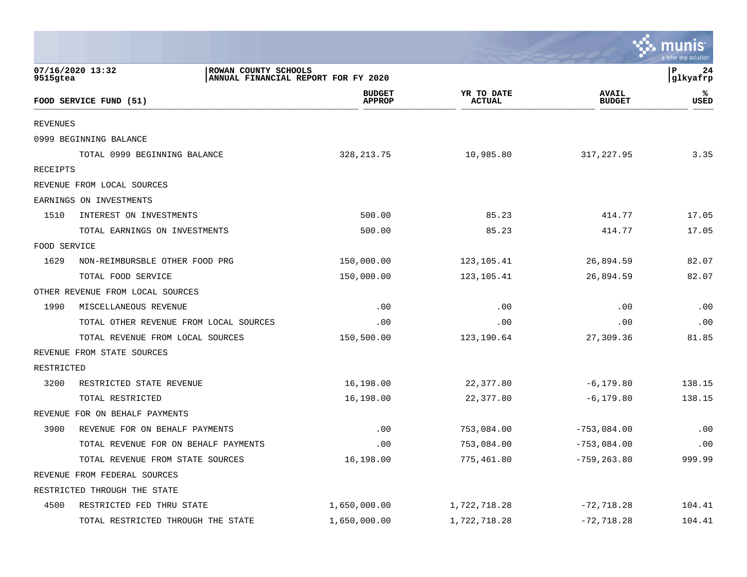ROWAN COUNTY SCHOOLS
ANNUAL FINANCIAL REPORT FOR FY 2020

| FOOD SERVICE FUND (51) | | BUDGET APPROP | YR TO DATE ACTUAL | AVAIL BUDGET | % USED |
|---|---|---|---|---|---|
| REVENUES | | | | | |
| 0999 BEGINNING BALANCE | | | | | |
| | TOTAL 0999 BEGINNING BALANCE | 328,213.75 | 10,985.80 | 317,227.95 | 3.35 |
| RECEIPTS | | | | | |
| REVENUE FROM LOCAL SOURCES | | | | | |
| EARNINGS ON INVESTMENTS | | | | | |
| 1510 | INTEREST ON INVESTMENTS | 500.00 | 85.23 | 414.77 | 17.05 |
| | TOTAL EARNINGS ON INVESTMENTS | 500.00 | 85.23 | 414.77 | 17.05 |
| FOOD SERVICE | | | | | |
| 1629 | NON-REIMBURSBLE OTHER FOOD PRG | 150,000.00 | 123,105.41 | 26,894.59 | 82.07 |
| | TOTAL FOOD SERVICE | 150,000.00 | 123,105.41 | 26,894.59 | 82.07 |
| OTHER REVENUE FROM LOCAL SOURCES | | | | | |
| 1990 | MISCELLANEOUS REVENUE | .00 | .00 | .00 | .00 |
| | TOTAL OTHER REVENUE FROM LOCAL SOURCES | .00 | .00 | .00 | .00 |
| | TOTAL REVENUE FROM LOCAL SOURCES | 150,500.00 | 123,190.64 | 27,309.36 | 81.85 |
| REVENUE FROM STATE SOURCES | | | | | |
| RESTRICTED | | | | | |
| 3200 | RESTRICTED STATE REVENUE | 16,198.00 | 22,377.80 | -6,179.80 | 138.15 |
| | TOTAL RESTRICTED | 16,198.00 | 22,377.80 | -6,179.80 | 138.15 |
| REVENUE FOR ON BEHALF PAYMENTS | | | | | |
| 3900 | REVENUE FOR ON BEHALF PAYMENTS | .00 | 753,084.00 | -753,084.00 | .00 |
| | TOTAL REVENUE FOR ON BEHALF PAYMENTS | .00 | 753,084.00 | -753,084.00 | .00 |
| | TOTAL REVENUE FROM STATE SOURCES | 16,198.00 | 775,461.80 | -759,263.80 | 999.99 |
| REVENUE FROM FEDERAL SOURCES | | | | | |
| RESTRICTED THROUGH THE STATE | | | | | |
| 4500 | RESTRICTED FED THRU STATE | 1,650,000.00 | 1,722,718.28 | -72,718.28 | 104.41 |
| | TOTAL RESTRICTED THROUGH THE STATE | 1,650,000.00 | 1,722,718.28 | -72,718.28 | 104.41 |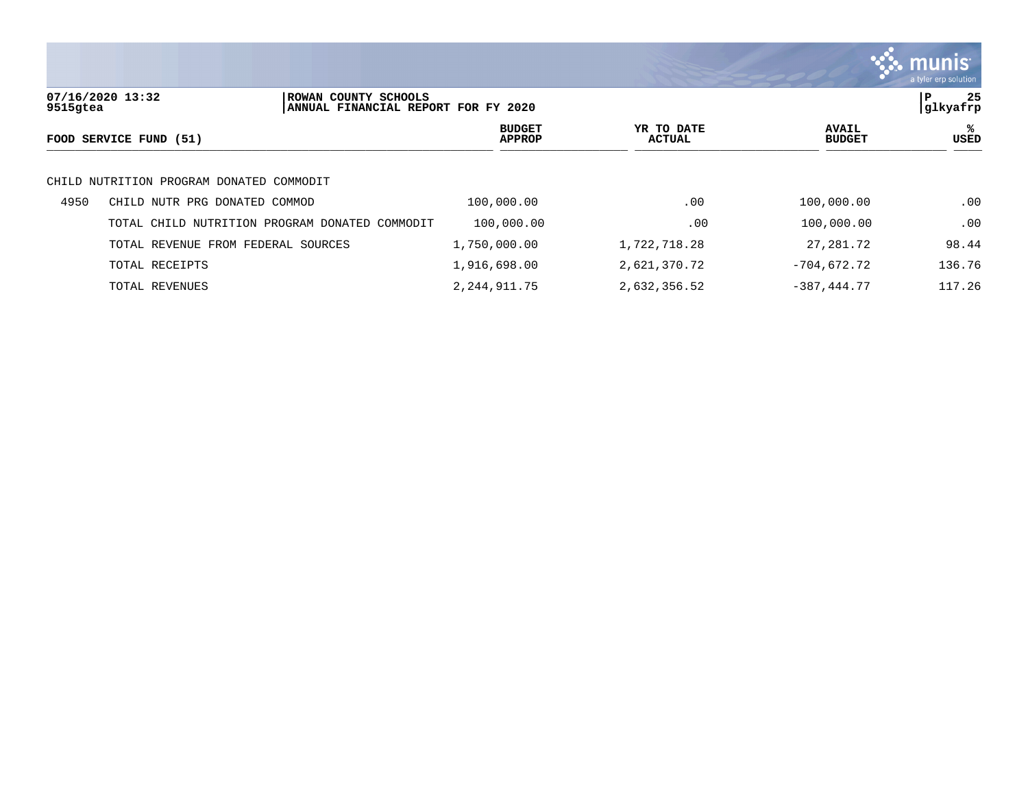07/16/2020 13:32 | ROWAN COUNTY SCHOOLS | P 25
9515gtea | ANNUAL FINANCIAL REPORT FOR FY 2020 | glkyafrp

| FOOD SERVICE FUND (51) | | BUDGET APPROP | YR TO DATE ACTUAL | AVAIL BUDGET | % USED |
|---|---|---|---|---|---|
| CHILD NUTRITION PROGRAM DONATED COMMODIT | | | | | |
| 4950 | CHILD NUTR PRG DONATED COMMOD | 100,000.00 | .00 | 100,000.00 | .00 |
| | TOTAL CHILD NUTRITION PROGRAM DONATED COMMODIT | 100,000.00 | .00 | 100,000.00 | .00 |
| | TOTAL REVENUE FROM FEDERAL SOURCES | 1,750,000.00 | 1,722,718.28 | 27,281.72 | 98.44 |
| | TOTAL RECEIPTS | 1,916,698.00 | 2,621,370.72 | -704,672.72 | 136.76 |
| | TOTAL REVENUES | 2,244,911.75 | 2,632,356.52 | -387,444.77 | 117.26 |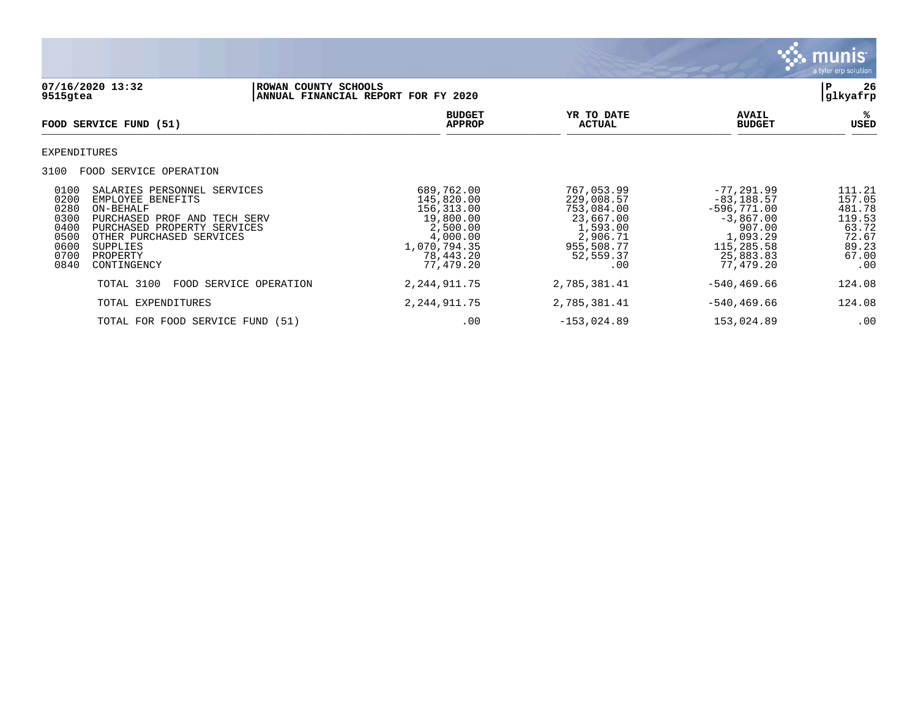07/16/2020 13:32 | ROWAN COUNTY SCHOOLS | P 26
9515gtea | ANNUAL FINANCIAL REPORT FOR FY 2020 | glkyafrp

| FOOD SERVICE FUND (51) | BUDGET APPROP | YR TO DATE ACTUAL | AVAIL BUDGET | % USED |
|---|---|---|---|---|
| **EXPENDITURES** | | | | |
| **3100 FOOD SERVICE OPERATION** | | | | |
| 0100 SALARIES PERSONNEL SERVICES | 689,762.00 | 767,053.99 | -77,291.99 | 111.21 |
| 0200 EMPLOYEE BENEFITS | 145,820.00 | 229,008.57 | -83,188.57 | 157.05 |
| 0280 ON-BEHALF | 156,313.00 | 753,084.00 | -596,771.00 | 481.78 |
| 0300 PURCHASED PROF AND TECH SERV | 19,800.00 | 23,667.00 | -3,867.00 | 119.53 |
| 0400 PURCHASED PROPERTY SERVICES | 2,500.00 | 1,593.00 | 907.00 | 63.72 |
| 0500 OTHER PURCHASED SERVICES | 4,000.00 | 2,906.71 | 1,093.29 | 72.67 |
| 0600 SUPPLIES | 1,070,794.35 | 955,508.77 | 115,285.58 | 89.23 |
| 0700 PROPERTY | 78,443.20 | 52,559.37 | 25,883.83 | 67.00 |
| 0840 CONTINGENCY | 77,479.20 | .00 | 77,479.20 | .00 |
| TOTAL 3100 FOOD SERVICE OPERATION | 2,244,911.75 | 2,785,381.41 | -540,469.66 | 124.08 |
| TOTAL EXPENDITURES | 2,244,911.75 | 2,785,381.41 | -540,469.66 | 124.08 |
| TOTAL FOR FOOD SERVICE FUND (51) | .00 | -153,024.89 | 153,024.89 | .00 |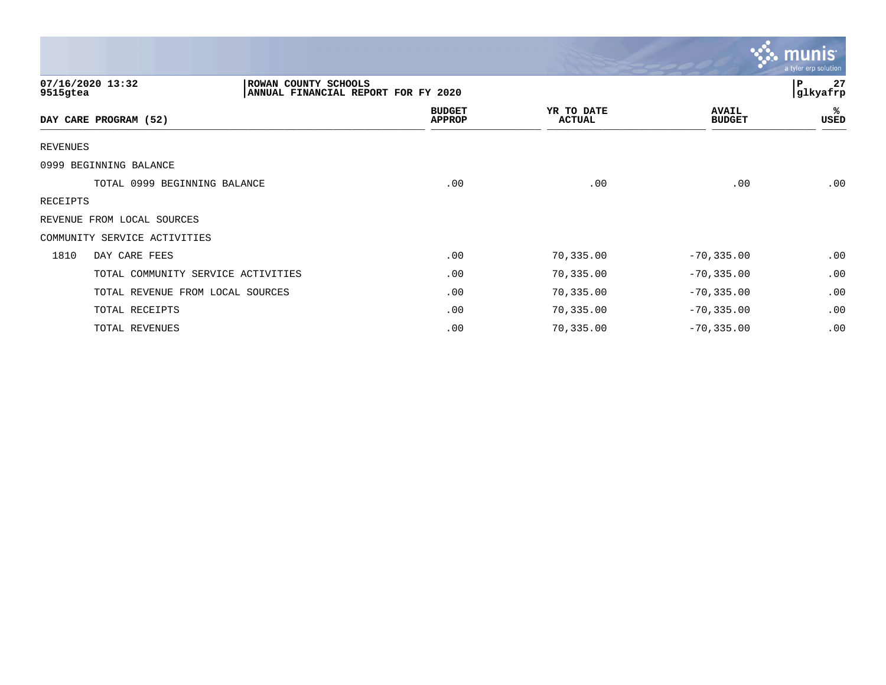07/16/2020 13:32
9515gtea

ROWAN COUNTY SCHOOLS
ANNUAL FINANCIAL REPORT FOR FY 2020

P 27
glkyafrp

| DAY CARE PROGRAM (52) | | BUDGET APPROP | YR TO DATE ACTUAL | AVAIL BUDGET | % USED |
|---|---|---|---|---|---|
| REVENUES | | | | | |
| 0999 BEGINNING BALANCE | | | | | |
| | TOTAL 0999 BEGINNING BALANCE | .00 | .00 | .00 | .00 |
| RECEIPTS | | | | | |
| REVENUE FROM LOCAL SOURCES | | | | | |
| COMMUNITY SERVICE ACTIVITIES | | | | | |
| 1810 | DAY CARE FEES | .00 | 70,335.00 | -70,335.00 | .00 |
| | TOTAL COMMUNITY SERVICE ACTIVITIES | .00 | 70,335.00 | -70,335.00 | .00 |
| | TOTAL REVENUE FROM LOCAL SOURCES | .00 | 70,335.00 | -70,335.00 | .00 |
| | TOTAL RECEIPTS | .00 | 70,335.00 | -70,335.00 | .00 |
| | TOTAL REVENUES | .00 | 70,335.00 | -70,335.00 | .00 |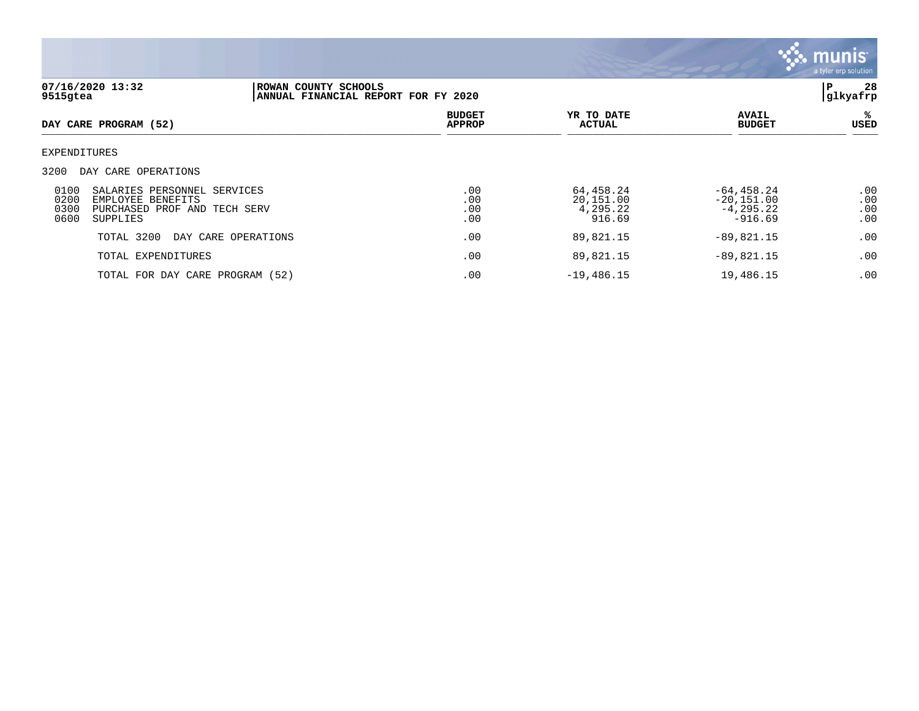07/16/2020 13:32 | ROWAN COUNTY SCHOOLS | P 28
9515gtea | ANNUAL FINANCIAL REPORT FOR FY 2020 | glkyafrp

| DAY CARE PROGRAM (52) | BUDGET APPROP | YR TO DATE ACTUAL | AVAIL BUDGET | % USED |
|---|---|---|---|---|
| EXPENDITURES | | | | |
| 3200 DAY CARE OPERATIONS | | | | |
| 0100 SALARIES PERSONNEL SERVICES | .00 | 64,458.24 | -64,458.24 | .00 |
| 0200 EMPLOYEE BENEFITS | .00 | 20,151.00 | -20,151.00 | .00 |
| 0300 PURCHASED PROF AND TECH SERV | .00 | 4,295.22 | -4,295.22 | .00 |
| 0600 SUPPLIES | .00 | 916.69 | -916.69 | .00 |
| TOTAL 3200 DAY CARE OPERATIONS | .00 | 89,821.15 | -89,821.15 | .00 |
| TOTAL EXPENDITURES | .00 | 89,821.15 | -89,821.15 | .00 |
| TOTAL FOR DAY CARE PROGRAM (52) | .00 | -19,486.15 | 19,486.15 | .00 |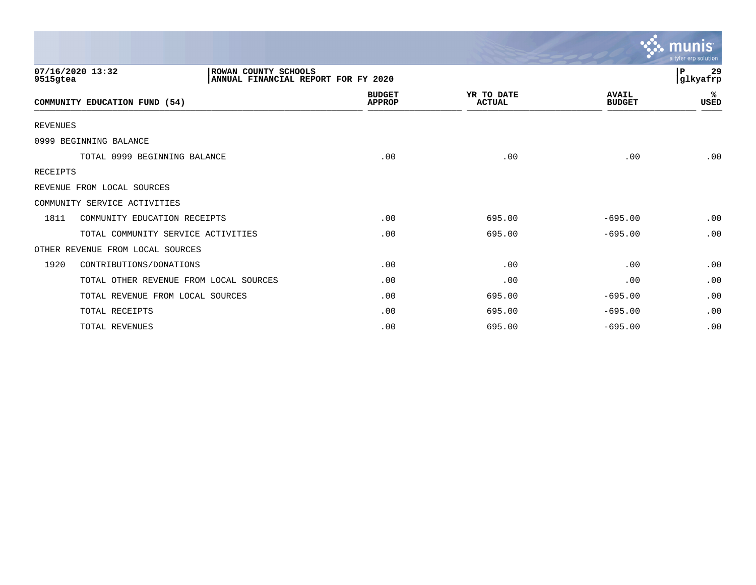07/16/2020 13:32 | ROWAN COUNTY SCHOOLS | P 29
9515gtea | ANNUAL FINANCIAL REPORT FOR FY 2020 | glkyafrp

| COMMUNITY EDUCATION FUND (54) | | BUDGET APPROP | YR TO DATE ACTUAL | AVAIL BUDGET | % USED |
|---|---|---|---|---|---|
| REVENUES | | | | | |
| 0999 BEGINNING BALANCE | | | | | |
| | TOTAL 0999 BEGINNING BALANCE | .00 | .00 | .00 | .00 |
| RECEIPTS | | | | | |
| REVENUE FROM LOCAL SOURCES | | | | | |
| COMMUNITY SERVICE ACTIVITIES | | | | | |
| 1811 | COMMUNITY EDUCATION RECEIPTS | .00 | 695.00 | -695.00 | .00 |
| | TOTAL COMMUNITY SERVICE ACTIVITIES | .00 | 695.00 | -695.00 | .00 |
| OTHER REVENUE FROM LOCAL SOURCES | | | | | |
| 1920 | CONTRIBUTIONS/DONATIONS | .00 | .00 | .00 | .00 |
| | TOTAL OTHER REVENUE FROM LOCAL SOURCES | .00 | .00 | .00 | .00 |
| | TOTAL REVENUE FROM LOCAL SOURCES | .00 | 695.00 | -695.00 | .00 |
| | TOTAL RECEIPTS | .00 | 695.00 | -695.00 | .00 |
| | TOTAL REVENUES | .00 | 695.00 | -695.00 | .00 |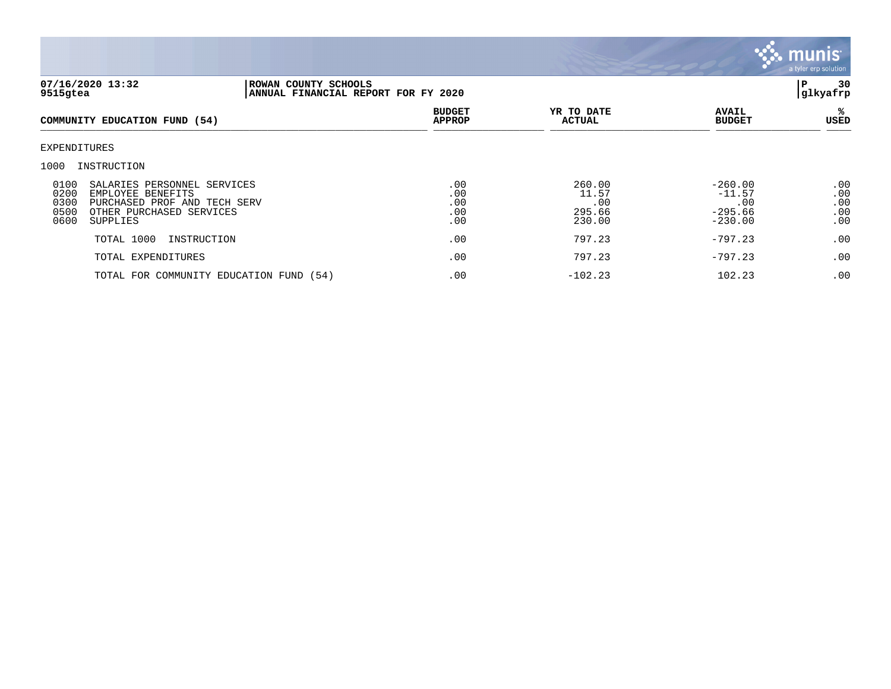ROWAN COUNTY SCHOOLS
ANNUAL FINANCIAL REPORT FOR FY 2020

07/16/2020 13:32
9515gtea

glkyafrp

| COMMUNITY EDUCATION FUND (54) | BUDGET APPROP | YR TO DATE ACTUAL | AVAIL BUDGET | % USED |
|---|---|---|---|---|
| EXPENDITURES | | | | |
| 1000 INSTRUCTION | | | | |
| 0100 SALARIES PERSONNEL SERVICES | .00 | 260.00 | -260.00 | .00 |
| 0200 EMPLOYEE BENEFITS | .00 | 11.57 | -11.57 | .00 |
| 0300 PURCHASED PROF AND TECH SERV | .00 | .00 | .00 | .00 |
| 0500 OTHER PURCHASED SERVICES | .00 | 295.66 | -295.66 | .00 |
| 0600 SUPPLIES | .00 | 230.00 | -230.00 | .00 |
| TOTAL 1000 INSTRUCTION | .00 | 797.23 | -797.23 | .00 |
| TOTAL EXPENDITURES | .00 | 797.23 | -797.23 | .00 |
| TOTAL FOR COMMUNITY EDUCATION FUND (54) | .00 | -102.23 | 102.23 | .00 |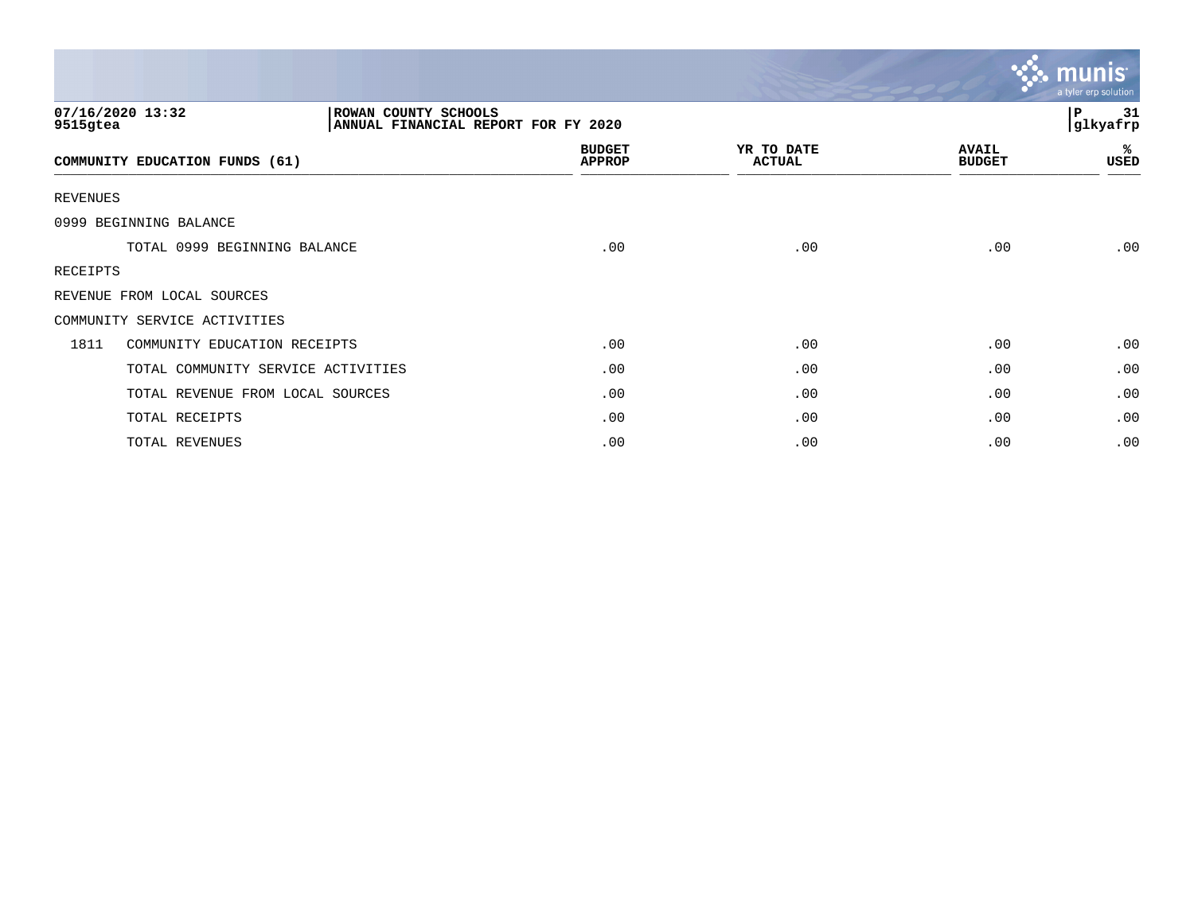07/16/2020 13:32 | ROWAN COUNTY SCHOOLS | P 31
9515gtea | ANNUAL FINANCIAL REPORT FOR FY 2020 | glkyafrp

| COMMUNITY EDUCATION FUNDS (61) | | BUDGET APPROP | YR TO DATE ACTUAL | AVAIL BUDGET | % USED |
|---|---|---|---|---|---|
| REVENUES | | | | | |
| 0999 BEGINNING BALANCE | | | | | |
| | TOTAL 0999 BEGINNING BALANCE | .00 | .00 | .00 | .00 |
| RECEIPTS | | | | | |
| REVENUE FROM LOCAL SOURCES | | | | | |
| COMMUNITY SERVICE ACTIVITIES | | | | | |
| 1811 | COMMUNITY EDUCATION RECEIPTS | .00 | .00 | .00 | .00 |
| | TOTAL COMMUNITY SERVICE ACTIVITIES | .00 | .00 | .00 | .00 |
| | TOTAL REVENUE FROM LOCAL SOURCES | .00 | .00 | .00 | .00 |
| | TOTAL RECEIPTS | .00 | .00 | .00 | .00 |
| | TOTAL REVENUES | .00 | .00 | .00 | .00 |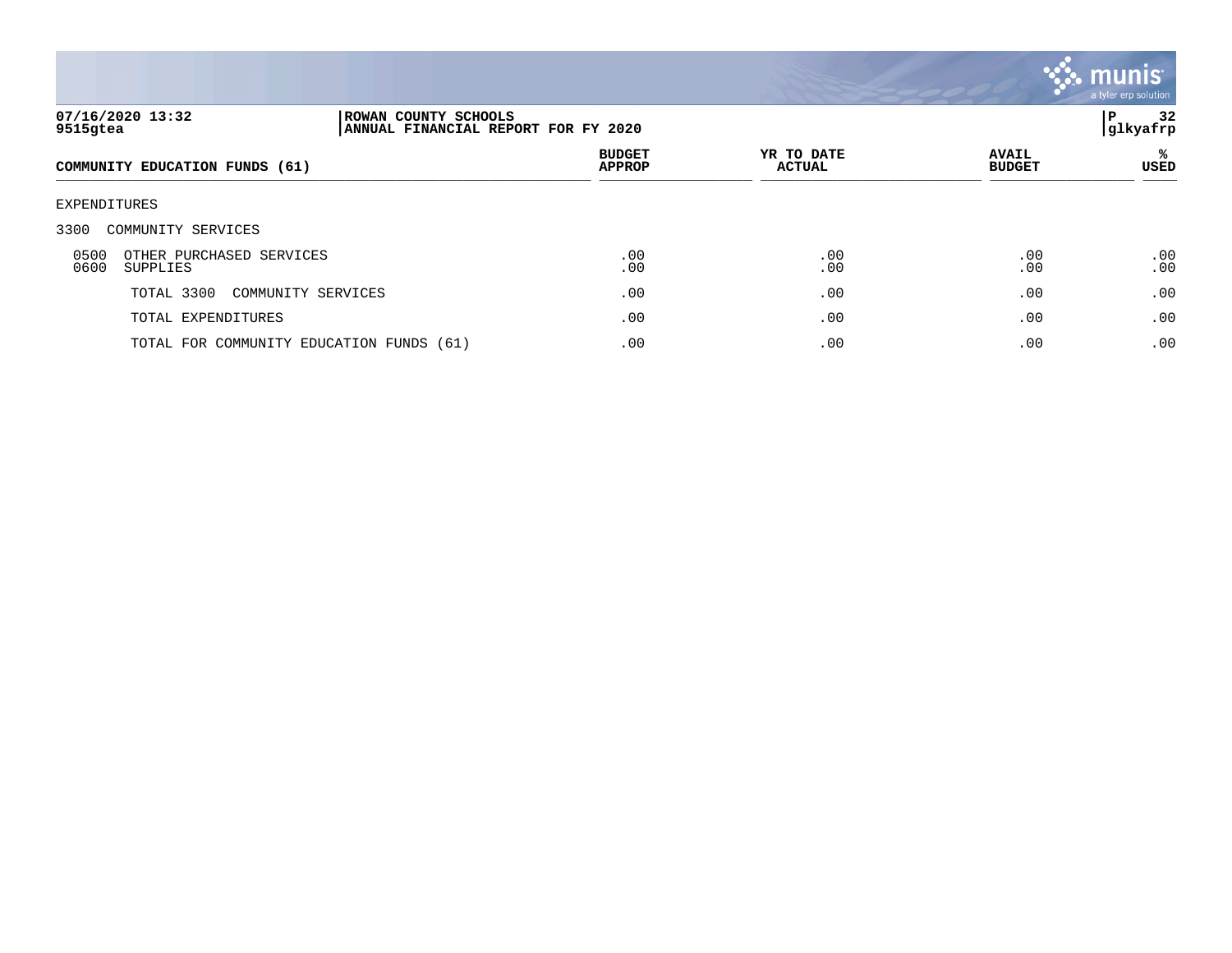07/16/2020 13:32
9515gtea

ROWAN COUNTY SCHOOLS
ANNUAL FINANCIAL REPORT FOR FY 2020

P 32
glkyafrp

| COMMUNITY EDUCATION FUNDS (61) | BUDGET APPROP | YR TO DATE ACTUAL | AVAIL BUDGET | % USED |
|---|---|---|---|---|
| EXPENDITURES | | | | |
| 3300 COMMUNITY SERVICES | | | | |
| 0500 OTHER PURCHASED SERVICES | .00 | .00 | .00 | .00 |
| 0600 SUPPLIES | .00 | .00 | .00 | .00 |
| TOTAL 3300 COMMUNITY SERVICES | .00 | .00 | .00 | .00 |
| TOTAL EXPENDITURES | .00 | .00 | .00 | .00 |
| TOTAL FOR COMMUNITY EDUCATION FUNDS (61) | .00 | .00 | .00 | .00 |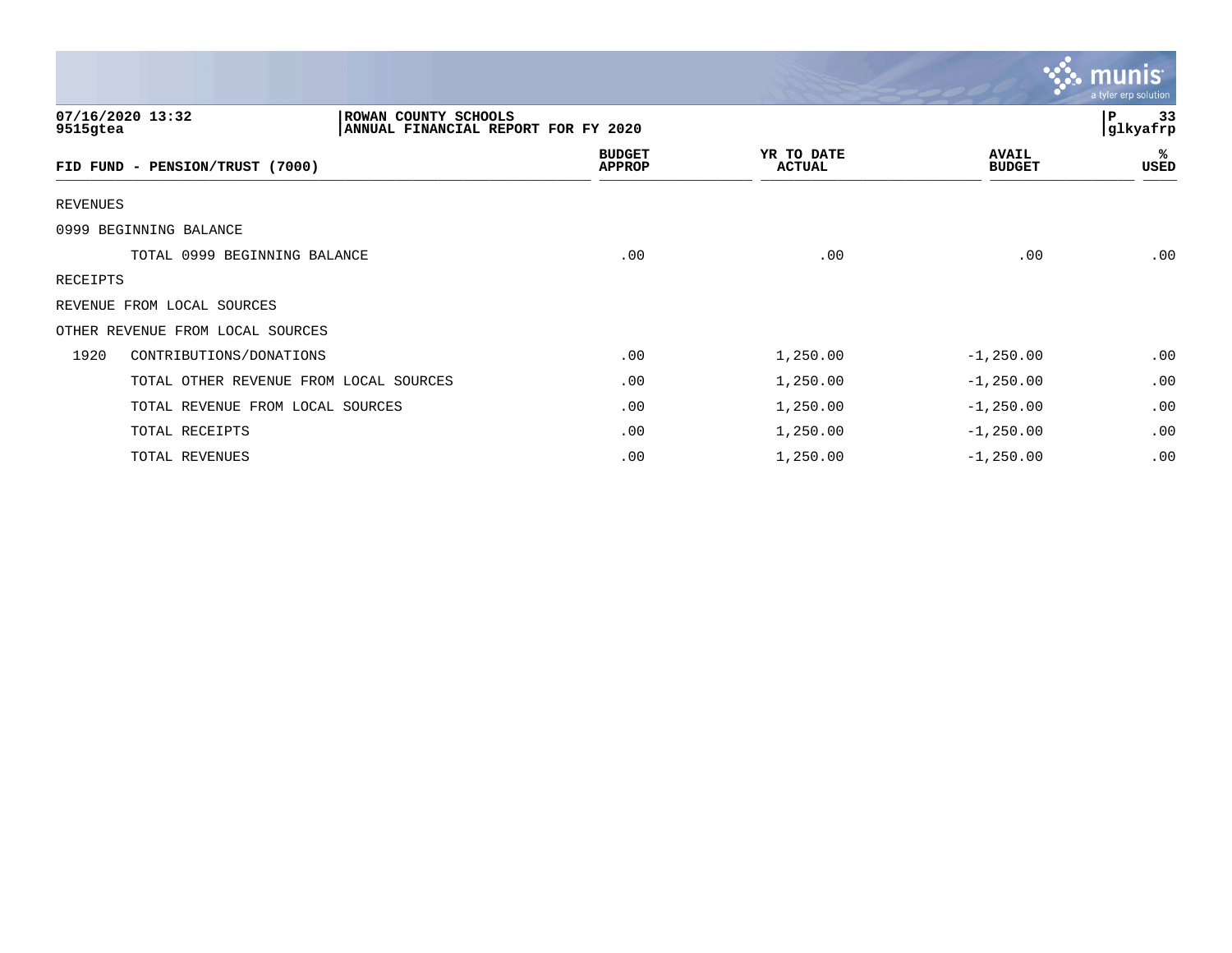07/16/2020 13:32 | ROWAN COUNTY SCHOOLS | P 33
9515gtea | ANNUAL FINANCIAL REPORT FOR FY 2020 | glkyafrp

| FID FUND - PENSION/TRUST (7000) | BUDGET APPROP | YR TO DATE ACTUAL | AVAIL BUDGET | % USED |
|---|---|---|---|---|
| REVENUES | | | | |
| 0999 BEGINNING BALANCE | | | | |
| TOTAL 0999 BEGINNING BALANCE | .00 | .00 | .00 | .00 |
| RECEIPTS | | | | |
| REVENUE FROM LOCAL SOURCES | | | | |
| OTHER REVENUE FROM LOCAL SOURCES | | | | |
| 1920 CONTRIBUTIONS/DONATIONS | .00 | 1,250.00 | -1,250.00 | .00 |
| TOTAL OTHER REVENUE FROM LOCAL SOURCES | .00 | 1,250.00 | -1,250.00 | .00 |
| TOTAL REVENUE FROM LOCAL SOURCES | .00 | 1,250.00 | -1,250.00 | .00 |
| TOTAL RECEIPTS | .00 | 1,250.00 | -1,250.00 | .00 |
| TOTAL REVENUES | .00 | 1,250.00 | -1,250.00 | .00 |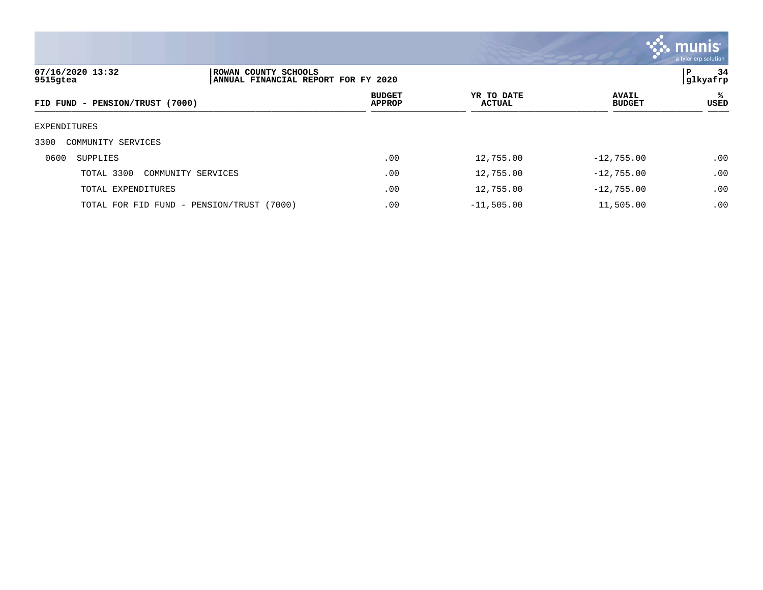07/16/2020 13:32
9515gtea

ROWAN COUNTY SCHOOLS
ANNUAL FINANCIAL REPORT FOR FY 2020

glkyafrp

| FID FUND - PENSION/TRUST (7000) | BUDGET APPROP | YR TO DATE ACTUAL | AVAIL BUDGET | % USED |
|---|---|---|---|---|
| EXPENDITURES | | | | |
| 3300 COMMUNITY SERVICES | | | | |
| 0600 SUPPLIES | .00 | 12,755.00 | -12,755.00 | .00 |
| TOTAL 3300 COMMUNITY SERVICES | .00 | 12,755.00 | -12,755.00 | .00 |
| TOTAL EXPENDITURES | .00 | 12,755.00 | -12,755.00 | .00 |
| TOTAL FOR FID FUND - PENSION/TRUST (7000) | .00 | -11,505.00 | 11,505.00 | .00 |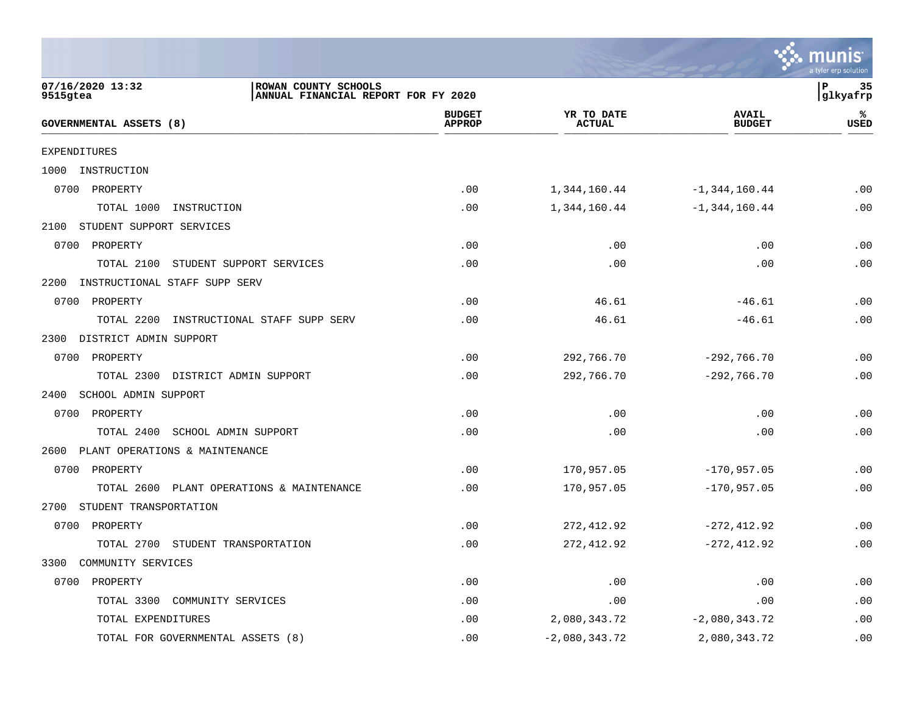ROWAN COUNTY SCHOOLS
ANNUAL FINANCIAL REPORT FOR FY 2020

| GOVERNMENTAL ASSETS (8) | BUDGET APPROP | YR TO DATE ACTUAL | AVAIL BUDGET | % USED |
|---|---|---|---|---|
| EXPENDITURES | | | | |
| 1000 INSTRUCTION | | | | |
| 0700 PROPERTY | .00 | 1,344,160.44 | -1,344,160.44 | .00 |
| TOTAL 1000 INSTRUCTION | .00 | 1,344,160.44 | -1,344,160.44 | .00 |
| 2100 STUDENT SUPPORT SERVICES | | | | |
| 0700 PROPERTY | .00 | .00 | .00 | .00 |
| TOTAL 2100 STUDENT SUPPORT SERVICES | .00 | .00 | .00 | .00 |
| 2200 INSTRUCTIONAL STAFF SUPP SERV | | | | |
| 0700 PROPERTY | .00 | 46.61 | -46.61 | .00 |
| TOTAL 2200 INSTRUCTIONAL STAFF SUPP SERV | .00 | 46.61 | -46.61 | .00 |
| 2300 DISTRICT ADMIN SUPPORT | | | | |
| 0700 PROPERTY | .00 | 292,766.70 | -292,766.70 | .00 |
| TOTAL 2300 DISTRICT ADMIN SUPPORT | .00 | 292,766.70 | -292,766.70 | .00 |
| 2400 SCHOOL ADMIN SUPPORT | | | | |
| 0700 PROPERTY | .00 | .00 | .00 | .00 |
| TOTAL 2400 SCHOOL ADMIN SUPPORT | .00 | .00 | .00 | .00 |
| 2600 PLANT OPERATIONS & MAINTENANCE | | | | |
| 0700 PROPERTY | .00 | 170,957.05 | -170,957.05 | .00 |
| TOTAL 2600 PLANT OPERATIONS & MAINTENANCE | .00 | 170,957.05 | -170,957.05 | .00 |
| 2700 STUDENT TRANSPORTATION | | | | |
| 0700 PROPERTY | .00 | 272,412.92 | -272,412.92 | .00 |
| TOTAL 2700 STUDENT TRANSPORTATION | .00 | 272,412.92 | -272,412.92 | .00 |
| 3300 COMMUNITY SERVICES | | | | |
| 0700 PROPERTY | .00 | .00 | .00 | .00 |
| TOTAL 3300 COMMUNITY SERVICES | .00 | .00 | .00 | .00 |
| TOTAL EXPENDITURES | .00 | 2,080,343.72 | -2,080,343.72 | .00 |
| TOTAL FOR GOVERNMENTAL ASSETS (8) | .00 | -2,080,343.72 | 2,080,343.72 | .00 |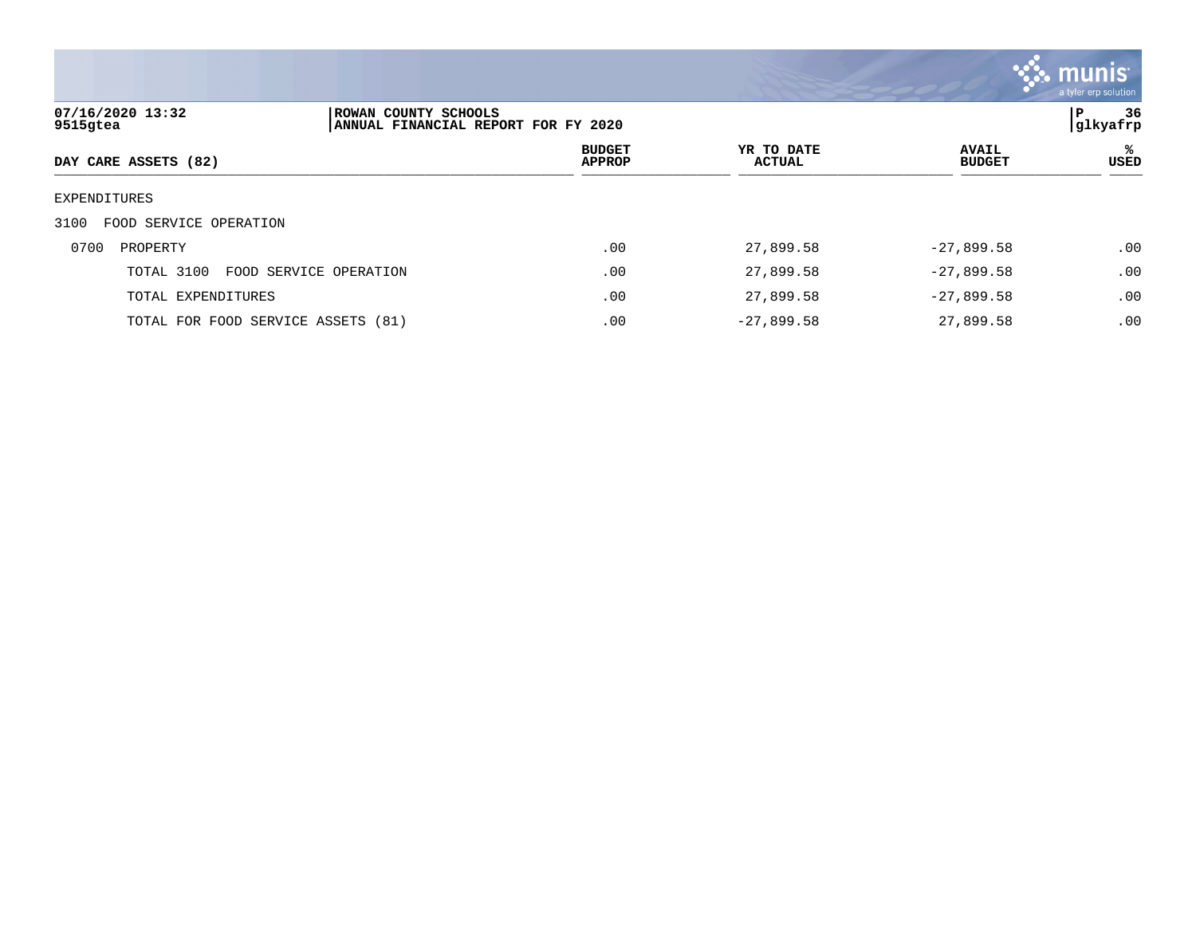07/16/2020 13:32 | ROWAN COUNTY SCHOOLS
9515gtea | ANNUAL FINANCIAL REPORT FOR FY 2020

P 36 | glkyafrp

| DAY CARE ASSETS (82) | BUDGET APPROP | YR TO DATE ACTUAL | AVAIL BUDGET | % USED |
|---|---|---|---|---|
| EXPENDITURES | | | | |
| 3100 FOOD SERVICE OPERATION | | | | |
| 0700 PROPERTY | .00 | 27,899.58 | -27,899.58 | .00 |
| TOTAL 3100 FOOD SERVICE OPERATION | .00 | 27,899.58 | -27,899.58 | .00 |
| TOTAL EXPENDITURES | .00 | 27,899.58 | -27,899.58 | .00 |
| TOTAL FOR FOOD SERVICE ASSETS (81) | .00 | -27,899.58 | 27,899.58 | .00 |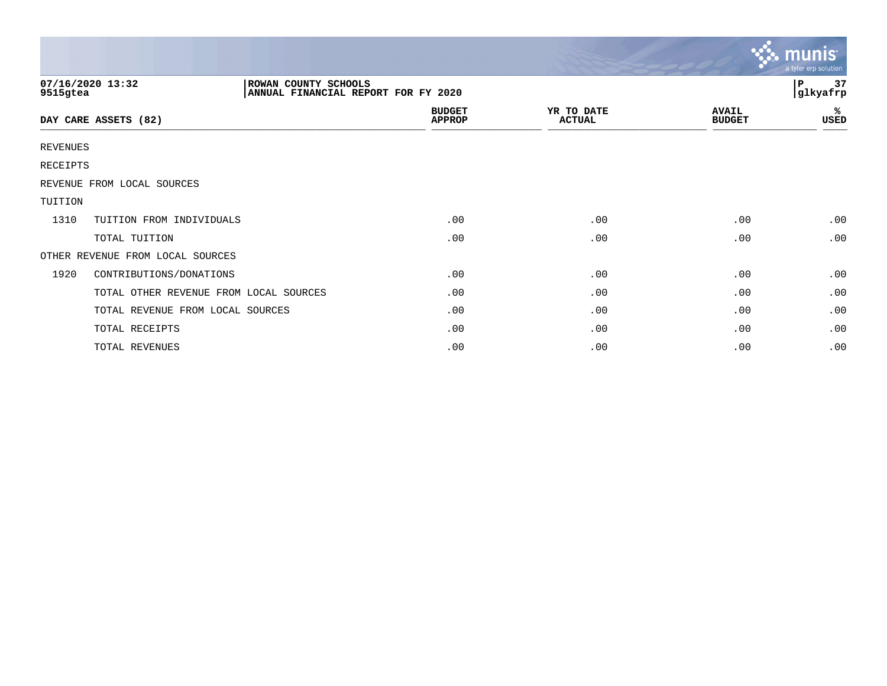ROWAN COUNTY SCHOOLS
ANNUAL FINANCIAL REPORT FOR FY 2020

07/16/2020 13:32
9515gtea

| DAY CARE ASSETS (82) | | BUDGET APPROP | YR TO DATE ACTUAL | AVAIL BUDGET | % USED |
|---|---|---|---|---|---|
| REVENUES | | | | | |
| RECEIPTS | | | | | |
| REVENUE FROM LOCAL SOURCES | | | | | |
| TUITION | | | | | |
| 1310 | TUITION FROM INDIVIDUALS | .00 | .00 | .00 | .00 |
| | TOTAL TUITION | .00 | .00 | .00 | .00 |
| OTHER REVENUE FROM LOCAL SOURCES | | | | | |
| 1920 | CONTRIBUTIONS/DONATIONS | .00 | .00 | .00 | .00 |
| | TOTAL OTHER REVENUE FROM LOCAL SOURCES | .00 | .00 | .00 | .00 |
| | TOTAL REVENUE FROM LOCAL SOURCES | .00 | .00 | .00 | .00 |
| | TOTAL RECEIPTS | .00 | .00 | .00 | .00 |
| | TOTAL REVENUES | .00 | .00 | .00 | .00 |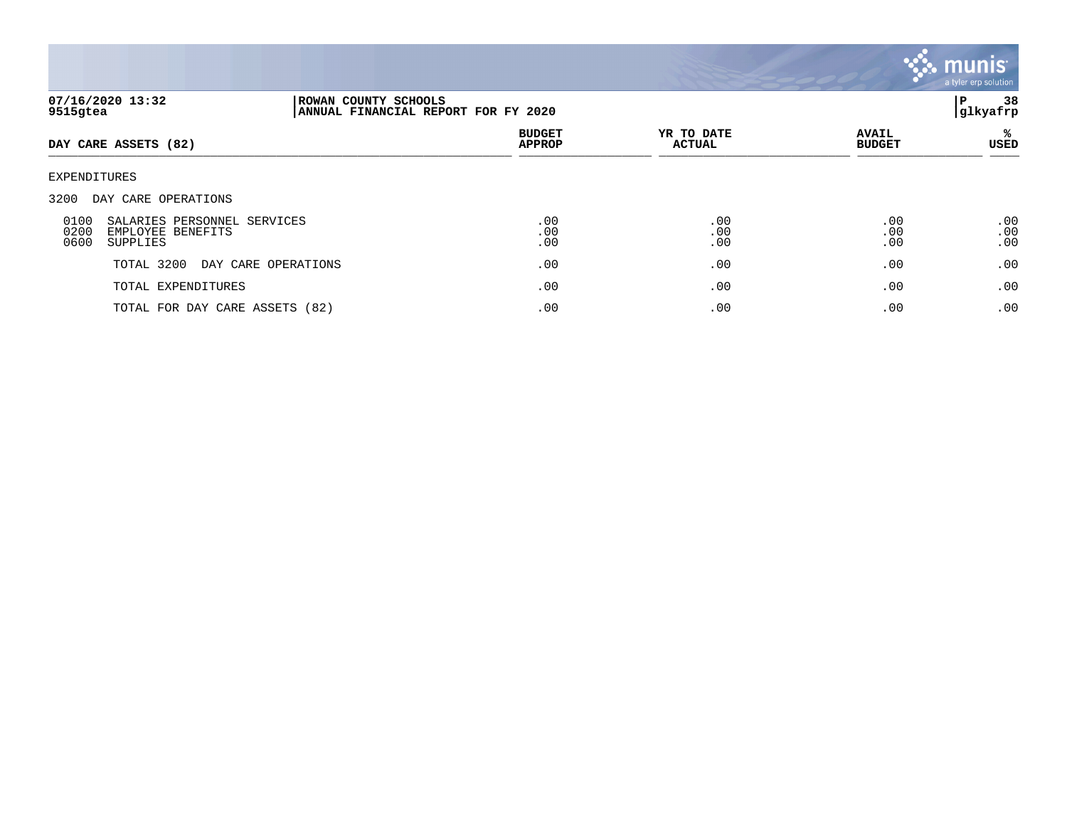07/16/2020 13:32 | ROWAN COUNTY SCHOOLS | P 38
9515gtea | ANNUAL FINANCIAL REPORT FOR FY 2020 | glkyafrp

| DAY CARE ASSETS (82) | BUDGET APPROP | YR TO DATE ACTUAL | AVAIL BUDGET | % USED |
|---|---|---|---|---|
| EXPENDITURES | | | | |
| 3200 DAY CARE OPERATIONS | | | | |
| 0100 SALARIES PERSONNEL SERVICES | .00 | .00 | .00 | .00 |
| 0200 EMPLOYEE BENEFITS | .00 | .00 | .00 | .00 |
| 0600 SUPPLIES | .00 | .00 | .00 | .00 |
| TOTAL 3200 DAY CARE OPERATIONS | .00 | .00 | .00 | .00 |
| TOTAL EXPENDITURES | .00 | .00 | .00 | .00 |
| TOTAL FOR DAY CARE ASSETS (82) | .00 | .00 | .00 | .00 |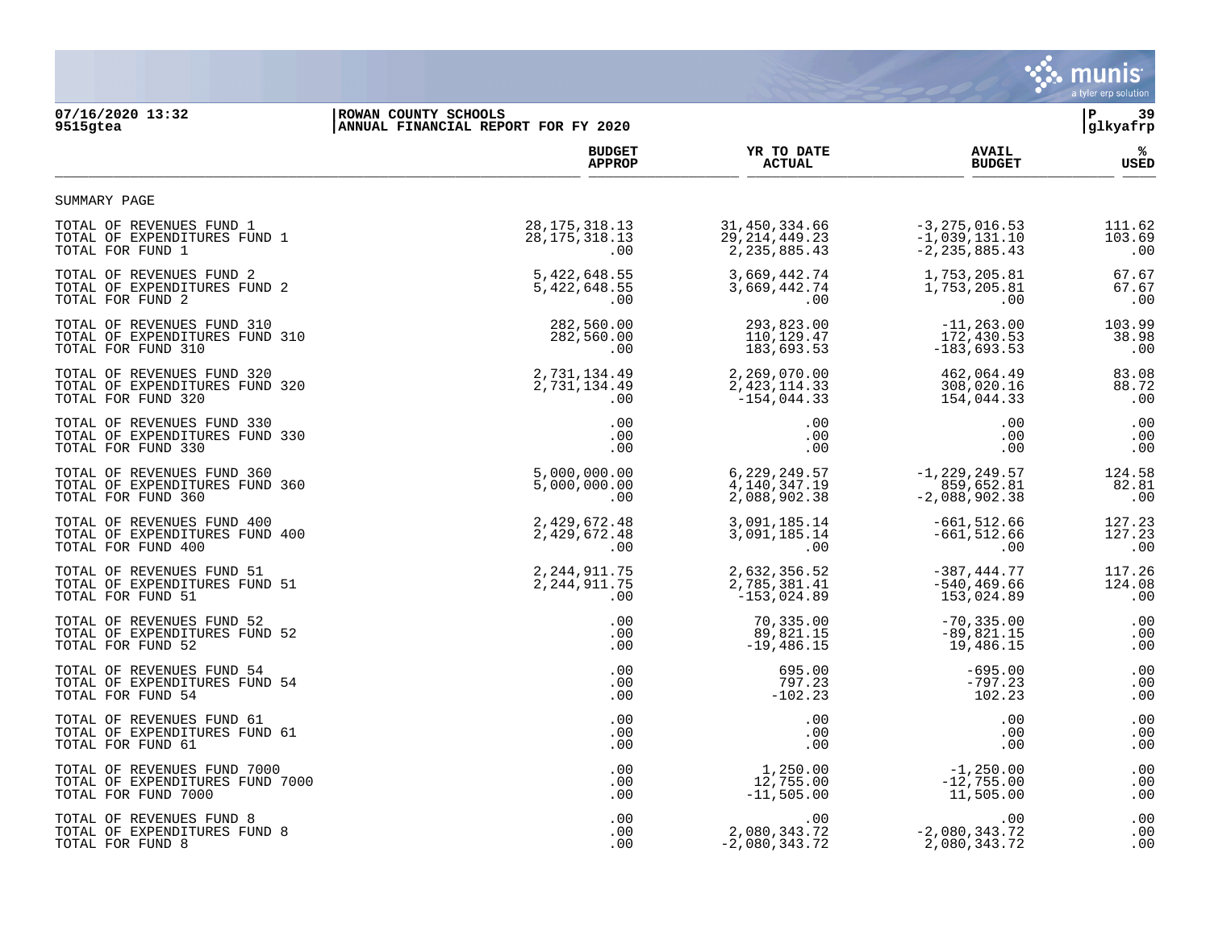ROWAN COUNTY SCHOOLS
ANNUAL FINANCIAL REPORT FOR FY 2020

07/16/2020 13:32
9515gtea

glkyafrp

SUMMARY PAGE

| | BUDGET APPROP | YR TO DATE ACTUAL | AVAIL BUDGET | % USED |
|---|---|---|---|---|
| TOTAL OF REVENUES FUND 1 | 28,175,318.13 | 31,450,334.66 | -3,275,016.53 | 111.62 |
| TOTAL OF EXPENDITURES FUND 1 | 28,175,318.13 | 29,214,449.23 | -1,039,131.10 | 103.69 |
| TOTAL FOR FUND 1 | .00 | 2,235,885.43 | -2,235,885.43 | .00 |
| TOTAL OF REVENUES FUND 2 | 5,422,648.55 | 3,669,442.74 | 1,753,205.81 | 67.67 |
| TOTAL OF EXPENDITURES FUND 2 | 5,422,648.55 | 3,669,442.74 | 1,753,205.81 | 67.67 |
| TOTAL FOR FUND 2 | .00 | .00 | .00 | .00 |
| TOTAL OF REVENUES FUND 310 | 282,560.00 | 293,823.00 | -11,263.00 | 103.99 |
| TOTAL OF EXPENDITURES FUND 310 | 282,560.00 | 110,129.47 | 172,430.53 | 38.98 |
| TOTAL FOR FUND 310 | .00 | 183,693.53 | -183,693.53 | .00 |
| TOTAL OF REVENUES FUND 320 | 2,731,134.49 | 2,269,070.00 | 462,064.49 | 83.08 |
| TOTAL OF EXPENDITURES FUND 320 | 2,731,134.49 | 2,423,114.33 | 308,020.16 | 88.72 |
| TOTAL FOR FUND 320 | .00 | -154,044.33 | 154,044.33 | .00 |
| TOTAL OF REVENUES FUND 330 | .00 | .00 | .00 | .00 |
| TOTAL OF EXPENDITURES FUND 330 | .00 | .00 | .00 | .00 |
| TOTAL FOR FUND 330 | .00 | .00 | .00 | .00 |
| TOTAL OF REVENUES FUND 360 | 5,000,000.00 | 6,229,249.57 | -1,229,249.57 | 124.58 |
| TOTAL OF EXPENDITURES FUND 360 | 5,000,000.00 | 4,140,347.19 | 859,652.81 | 82.81 |
| TOTAL FOR FUND 360 | .00 | 2,088,902.38 | -2,088,902.38 | .00 |
| TOTAL OF REVENUES FUND 400 | 2,429,672.48 | 3,091,185.14 | -661,512.66 | 127.23 |
| TOTAL OF EXPENDITURES FUND 400 | 2,429,672.48 | 3,091,185.14 | -661,512.66 | 127.23 |
| TOTAL FOR FUND 400 | .00 | .00 | .00 | .00 |
| TOTAL OF REVENUES FUND 51 | 2,244,911.75 | 2,632,356.52 | -387,444.77 | 117.26 |
| TOTAL OF EXPENDITURES FUND 51 | 2,244,911.75 | 2,785,381.41 | -540,469.66 | 124.08 |
| TOTAL FOR FUND 51 | .00 | -153,024.89 | 153,024.89 | .00 |
| TOTAL OF REVENUES FUND 52 | .00 | 70,335.00 | -70,335.00 | .00 |
| TOTAL OF EXPENDITURES FUND 52 | .00 | 89,821.15 | -89,821.15 | .00 |
| TOTAL FOR FUND 52 | .00 | -19,486.15 | 19,486.15 | .00 |
| TOTAL OF REVENUES FUND 54 | .00 | 695.00 | -695.00 | .00 |
| TOTAL OF EXPENDITURES FUND 54 | .00 | 797.23 | -797.23 | .00 |
| TOTAL FOR FUND 54 | .00 | -102.23 | 102.23 | .00 |
| TOTAL OF REVENUES FUND 61 | .00 | .00 | .00 | .00 |
| TOTAL OF EXPENDITURES FUND 61 | .00 | .00 | .00 | .00 |
| TOTAL FOR FUND 61 | .00 | .00 | .00 | .00 |
| TOTAL OF REVENUES FUND 7000 | .00 | 1,250.00 | -1,250.00 | .00 |
| TOTAL OF EXPENDITURES FUND 7000 | .00 | 12,755.00 | -12,755.00 | .00 |
| TOTAL FOR FUND 7000 | .00 | -11,505.00 | 11,505.00 | .00 |
| TOTAL OF REVENUES FUND 8 | .00 | .00 | .00 | .00 |
| TOTAL OF EXPENDITURES FUND 8 | .00 | 2,080,343.72 | -2,080,343.72 | .00 |
| TOTAL FOR FUND 8 | .00 | -2,080,343.72 | 2,080,343.72 | .00 |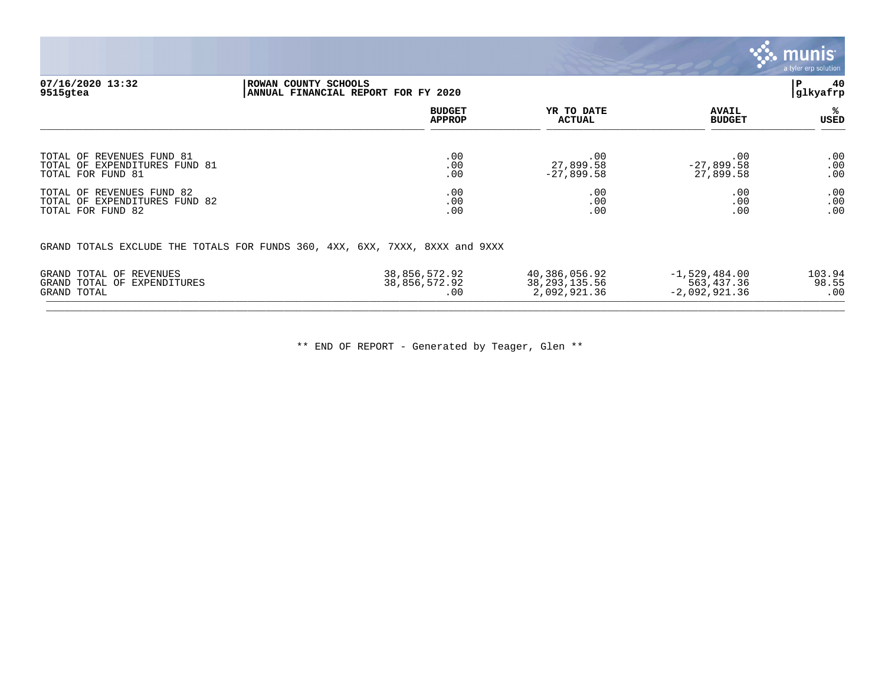| | BUDGET APPROP | YR TO DATE ACTUAL | AVAIL BUDGET | % USED |
|---|---|---|---|---|
| TOTAL OF REVENUES FUND 81 | .00 | .00 | .00 | .00 |
| TOTAL OF EXPENDITURES FUND 81 | .00 | 27,899.58 | -27,899.58 | .00 |
| TOTAL FOR FUND 81 | .00 | -27,899.58 | 27,899.58 | .00 |
| TOTAL OF REVENUES FUND 82 | .00 | .00 | .00 | .00 |
| TOTAL OF EXPENDITURES FUND 82 | .00 | .00 | .00 | .00 |
| TOTAL FOR FUND 82 | .00 | .00 | .00 | .00 |

GRAND TOTALS EXCLUDE THE TOTALS FOR FUNDS 360, 4XX, 6XX, 7XXX, 8XXX and 9XXX

| | BUDGET APPROP | YR TO DATE ACTUAL | AVAIL BUDGET | % USED |
|---|---|---|---|---|
| GRAND TOTAL OF REVENUES | 38,856,572.92 | 40,386,056.92 | -1,529,484.00 | 103.94 |
| GRAND TOTAL OF EXPENDITURES | 38,856,572.92 | 38,293,135.56 | 563,437.36 | 98.55 |
| GRAND TOTAL | .00 | 2,092,921.36 | -2,092,921.36 | .00 |

** END OF REPORT - Generated by Teager, Glen **